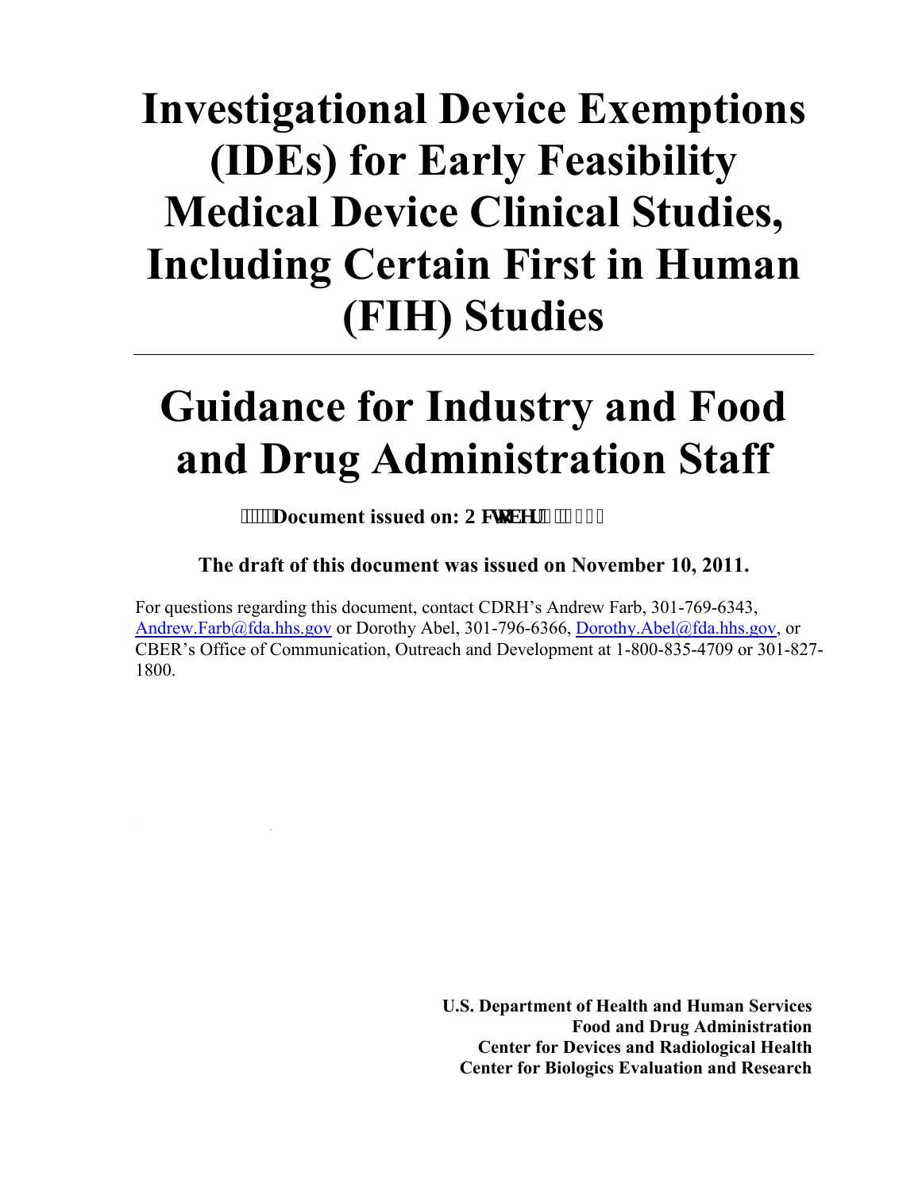# Investigational Device Exemptions (IDEs) for Early Feasibility Medical Device Clinical Studies, Including Certain First in Human (FIH) Studies

---

# Guidance for Industry and Food and Drug Administration Staff

**Document issued on: October 1, 2013**

**The draft of this document was issued on November 10, 2011.**

For questions regarding this document, contact CDRH's Andrew Farb, 301-769-6343, Andrew.Farb@fda.hhs.gov or Dorothy Abel, 301-796-6366, Dorothy.Abel@fda.hhs.gov, or CBER's Office of Communication, Outreach and Development at 1-800-835-4709 or 301-827-1800.

**U.S. Department of Health and Human Services**
**Food and Drug Administration**
**Center for Devices and Radiological Health**
**Center for Biologics Evaluation and Research**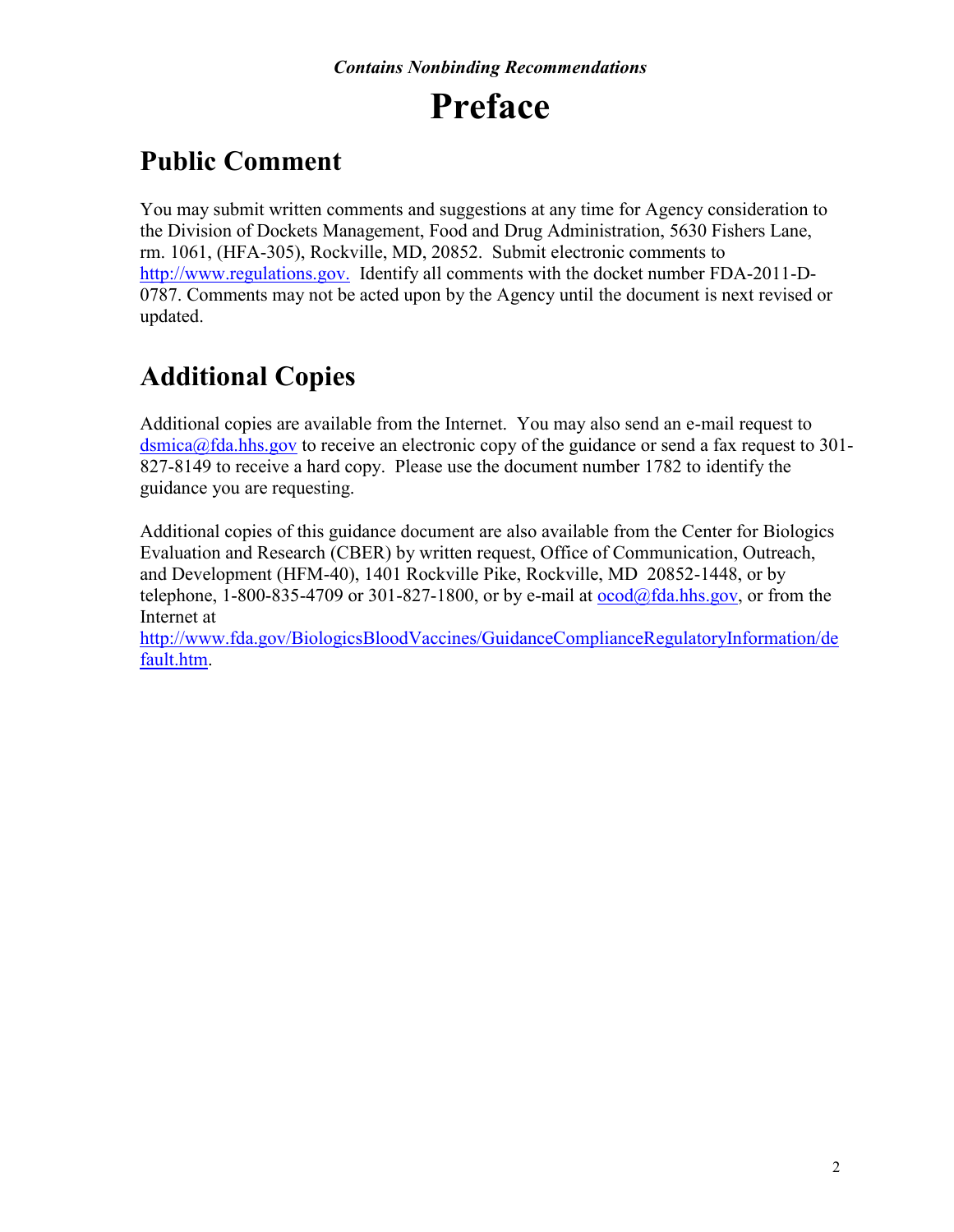*Contains Nonbinding Recommendations*

# Preface

## Public Comment

You may submit written comments and suggestions at any time for Agency consideration to the Division of Dockets Management, Food and Drug Administration, 5630 Fishers Lane, rm. 1061, (HFA-305), Rockville, MD, 20852. Submit electronic comments to http://www.regulations.gov. Identify all comments with the docket number FDA-2011-D-0787. Comments may not be acted upon by the Agency until the document is next revised or updated.

## Additional Copies

Additional copies are available from the Internet. You may also send an e-mail request to dsmica@fda.hhs.gov to receive an electronic copy of the guidance or send a fax request to 301-827-8149 to receive a hard copy. Please use the document number 1782 to identify the guidance you are requesting.

Additional copies of this guidance document are also available from the Center for Biologics Evaluation and Research (CBER) by written request, Office of Communication, Outreach, and Development (HFM-40), 1401 Rockville Pike, Rockville, MD 20852-1448, or by telephone, 1-800-835-4709 or 301-827-1800, or by e-mail at ocod@fda.hhs.gov, or from the Internet at http://www.fda.gov/BiologicsBloodVaccines/GuidanceComplianceRegulatoryInformation/default.htm.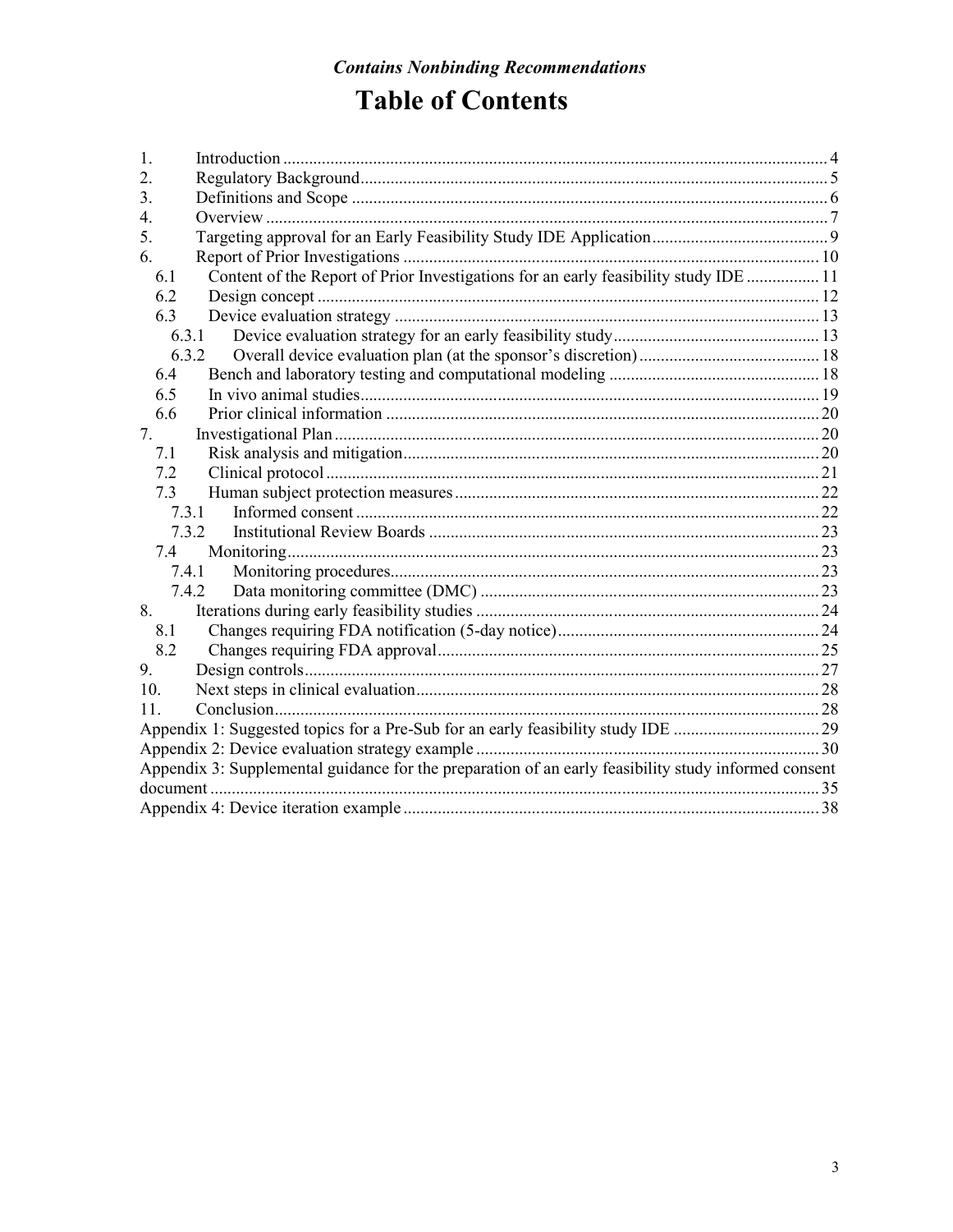*Contains Nonbinding Recommendations*

# Table of Contents

1. Introduction ..... 4
2. Regulatory Background ..... 5
3. Definitions and Scope ..... 6
4. Overview ..... 7
5. Targeting approval for an Early Feasibility Study IDE Application ..... 9
6. Report of Prior Investigations ..... 10
   - 6.1 Content of the Report of Prior Investigations for an early feasibility study IDE ..... 11
   - 6.2 Design concept ..... 12
   - 6.3 Device evaluation strategy ..... 13
     - 6.3.1 Device evaluation strategy for an early feasibility study ..... 13
     - 6.3.2 Overall device evaluation plan (at the sponsor's discretion) ..... 18
   - 6.4 Bench and laboratory testing and computational modeling ..... 18
   - 6.5 In vivo animal studies ..... 19
   - 6.6 Prior clinical information ..... 20
7. Investigational Plan ..... 20
   - 7.1 Risk analysis and mitigation ..... 20
   - 7.2 Clinical protocol ..... 21
   - 7.3 Human subject protection measures ..... 22
     - 7.3.1 Informed consent ..... 22
     - 7.3.2 Institutional Review Boards ..... 23
   - 7.4 Monitoring ..... 23
     - 7.4.1 Monitoring procedures ..... 23
     - 7.4.2 Data monitoring committee (DMC) ..... 23
8. Iterations during early feasibility studies ..... 24
   - 8.1 Changes requiring FDA notification (5-day notice) ..... 24
   - 8.2 Changes requiring FDA approval ..... 25
9. Design controls ..... 27
10. Next steps in clinical evaluation ..... 28
11. Conclusion ..... 28

Appendix 1: Suggested topics for a Pre-Sub for an early feasibility study IDE ..... 29

Appendix 2: Device evaluation strategy example ..... 30

Appendix 3: Supplemental guidance for the preparation of an early feasibility study informed consent document ..... 35

Appendix 4: Device iteration example ..... 38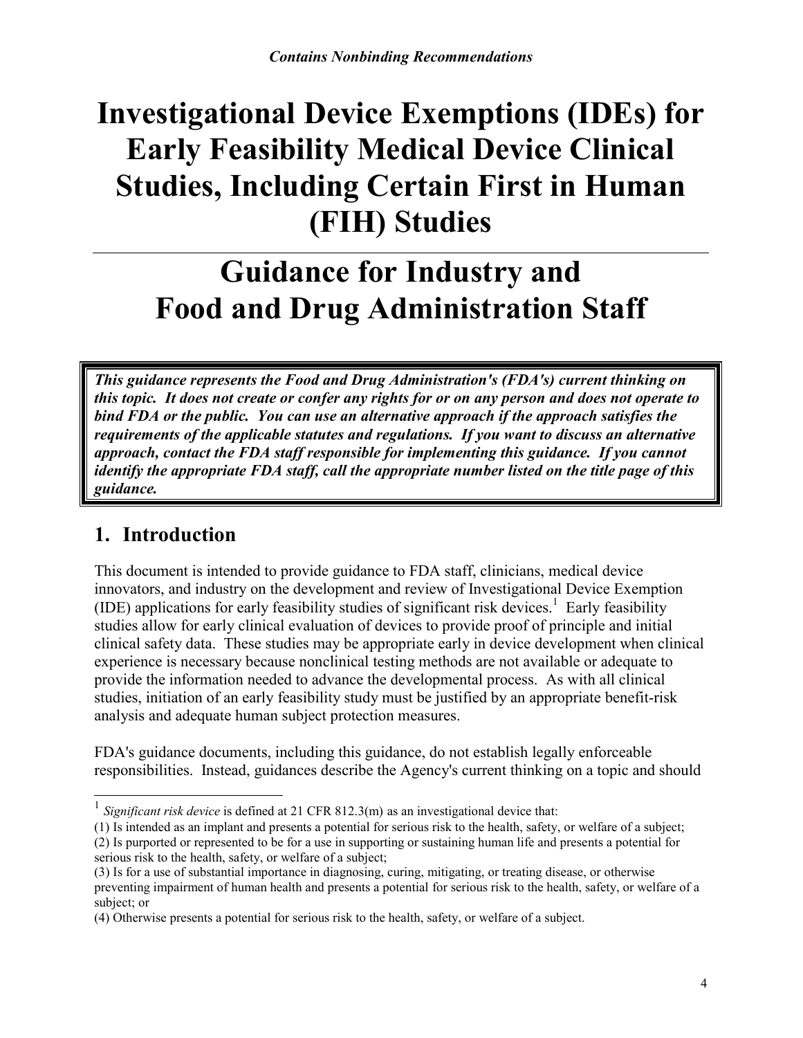*Contains Nonbinding Recommendations*

# Investigational Device Exemptions (IDEs) for Early Feasibility Medical Device Clinical Studies, Including Certain First in Human (FIH) Studies

# Guidance for Industry and Food and Drug Administration Staff

***This guidance represents the Food and Drug Administration's (FDA's) current thinking on this topic. It does not create or confer any rights for or on any person and does not operate to bind FDA or the public. You can use an alternative approach if the approach satisfies the requirements of the applicable statutes and regulations. If you want to discuss an alternative approach, contact the FDA staff responsible for implementing this guidance. If you cannot identify the appropriate FDA staff, call the appropriate number listed on the title page of this guidance.***

## 1. Introduction

This document is intended to provide guidance to FDA staff, clinicians, medical device innovators, and industry on the development and review of Investigational Device Exemption (IDE) applications for early feasibility studies of significant risk devices.[1] Early feasibility studies allow for early clinical evaluation of devices to provide proof of principle and initial clinical safety data. These studies may be appropriate early in device development when clinical experience is necessary because nonclinical testing methods are not available or adequate to provide the information needed to advance the developmental process. As with all clinical studies, initiation of an early feasibility study must be justified by an appropriate benefit-risk analysis and adequate human subject protection measures.

FDA's guidance documents, including this guidance, do not establish legally enforceable responsibilities. Instead, guidances describe the Agency's current thinking on a topic and should

---

[1] *Significant risk device* is defined at 21 CFR 812.3(m) as an investigational device that:
(1) Is intended as an implant and presents a potential for serious risk to the health, safety, or welfare of a subject;
(2) Is purported or represented to be for a use in supporting or sustaining human life and presents a potential for serious risk to the health, safety, or welfare of a subject;
(3) Is for a use of substantial importance in diagnosing, curing, mitigating, or treating disease, or otherwise preventing impairment of human health and presents a potential for serious risk to the health, safety, or welfare of a subject; or
(4) Otherwise presents a potential for serious risk to the health, safety, or welfare of a subject.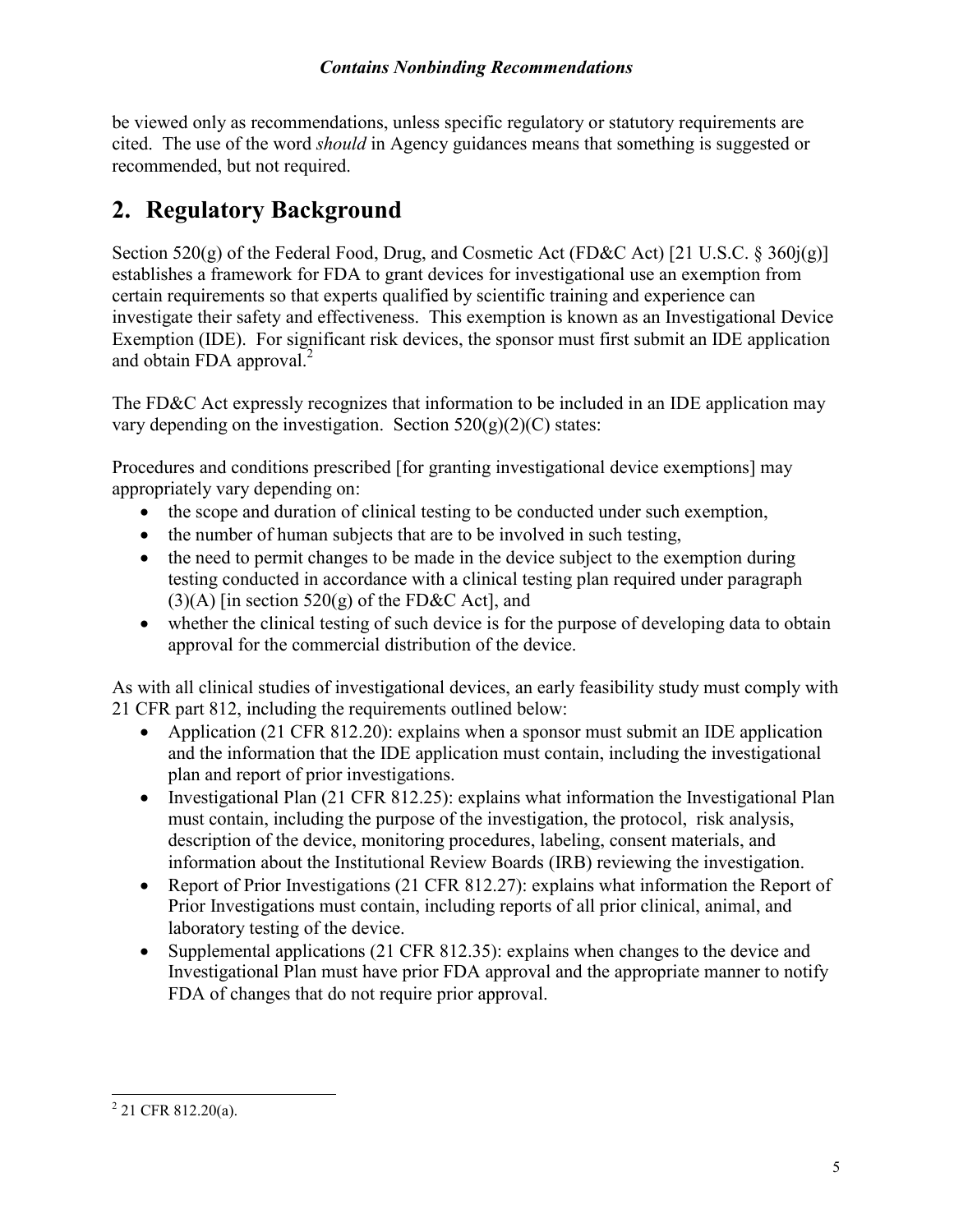be viewed only as recommendations, unless specific regulatory or statutory requirements are cited. The use of the word *should* in Agency guidances means that something is suggested or recommended, but not required.

## 2. Regulatory Background

Section 520(g) of the Federal Food, Drug, and Cosmetic Act (FD&C Act) [21 U.S.C. § 360j(g)] establishes a framework for FDA to grant devices for investigational use an exemption from certain requirements so that experts qualified by scientific training and experience can investigate their safety and effectiveness. This exemption is known as an Investigational Device Exemption (IDE). For significant risk devices, the sponsor must first submit an IDE application and obtain FDA approval.[2]

The FD&C Act expressly recognizes that information to be included in an IDE application may vary depending on the investigation. Section 520(g)(2)(C) states:

Procedures and conditions prescribed [for granting investigational device exemptions] may appropriately vary depending on:

- the scope and duration of clinical testing to be conducted under such exemption,
- the number of human subjects that are to be involved in such testing,
- the need to permit changes to be made in the device subject to the exemption during testing conducted in accordance with a clinical testing plan required under paragraph (3)(A) [in section 520(g) of the FD&C Act], and
- whether the clinical testing of such device is for the purpose of developing data to obtain approval for the commercial distribution of the device.

As with all clinical studies of investigational devices, an early feasibility study must comply with 21 CFR part 812, including the requirements outlined below:

- Application (21 CFR 812.20): explains when a sponsor must submit an IDE application and the information that the IDE application must contain, including the investigational plan and report of prior investigations.
- Investigational Plan (21 CFR 812.25): explains what information the Investigational Plan must contain, including the purpose of the investigation, the protocol, risk analysis, description of the device, monitoring procedures, labeling, consent materials, and information about the Institutional Review Boards (IRB) reviewing the investigation.
- Report of Prior Investigations (21 CFR 812.27): explains what information the Report of Prior Investigations must contain, including reports of all prior clinical, animal, and laboratory testing of the device.
- Supplemental applications (21 CFR 812.35): explains when changes to the device and Investigational Plan must have prior FDA approval and the appropriate manner to notify FDA of changes that do not require prior approval.

---

[2] 21 CFR 812.20(a).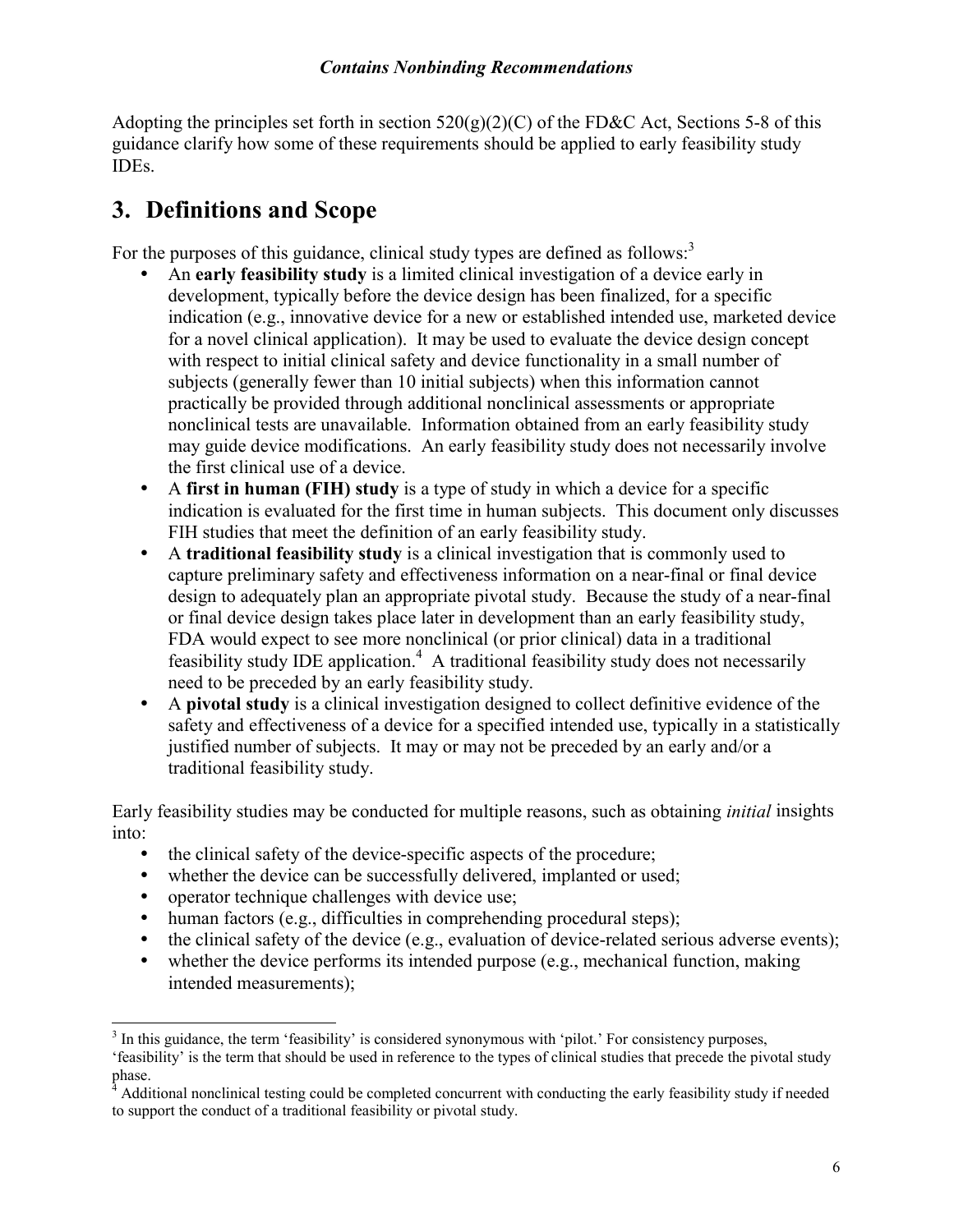Adopting the principles set forth in section 520(g)(2)(C) of the FD&C Act, Sections 5-8 of this guidance clarify how some of these requirements should be applied to early feasibility study IDEs.

# 3. Definitions and Scope

For the purposes of this guidance, clinical study types are defined as follows:[3]

- An **early feasibility study** is a limited clinical investigation of a device early in development, typically before the device design has been finalized, for a specific indication (e.g., innovative device for a new or established intended use, marketed device for a novel clinical application). It may be used to evaluate the device design concept with respect to initial clinical safety and device functionality in a small number of subjects (generally fewer than 10 initial subjects) when this information cannot practically be provided through additional nonclinical assessments or appropriate nonclinical tests are unavailable. Information obtained from an early feasibility study may guide device modifications. An early feasibility study does not necessarily involve the first clinical use of a device.
- A **first in human (FIH) study** is a type of study in which a device for a specific indication is evaluated for the first time in human subjects. This document only discusses FIH studies that meet the definition of an early feasibility study.
- A **traditional feasibility study** is a clinical investigation that is commonly used to capture preliminary safety and effectiveness information on a near-final or final device design to adequately plan an appropriate pivotal study. Because the study of a near-final or final device design takes place later in development than an early feasibility study, FDA would expect to see more nonclinical (or prior clinical) data in a traditional feasibility study IDE application.[4] A traditional feasibility study does not necessarily need to be preceded by an early feasibility study.
- A **pivotal study** is a clinical investigation designed to collect definitive evidence of the safety and effectiveness of a device for a specified intended use, typically in a statistically justified number of subjects. It may or may not be preceded by an early and/or a traditional feasibility study.

Early feasibility studies may be conducted for multiple reasons, such as obtaining *initial* insights into:

- the clinical safety of the device-specific aspects of the procedure;
- whether the device can be successfully delivered, implanted or used;
- operator technique challenges with device use;
- human factors (e.g., difficulties in comprehending procedural steps);
- the clinical safety of the device (e.g., evaluation of device-related serious adverse events);
- whether the device performs its intended purpose (e.g., mechanical function, making intended measurements);

---

[3] In this guidance, the term 'feasibility' is considered synonymous with 'pilot.' For consistency purposes, 'feasibility' is the term that should be used in reference to the types of clinical studies that precede the pivotal study phase.

[4] Additional nonclinical testing could be completed concurrent with conducting the early feasibility study if needed to support the conduct of a traditional feasibility or pivotal study.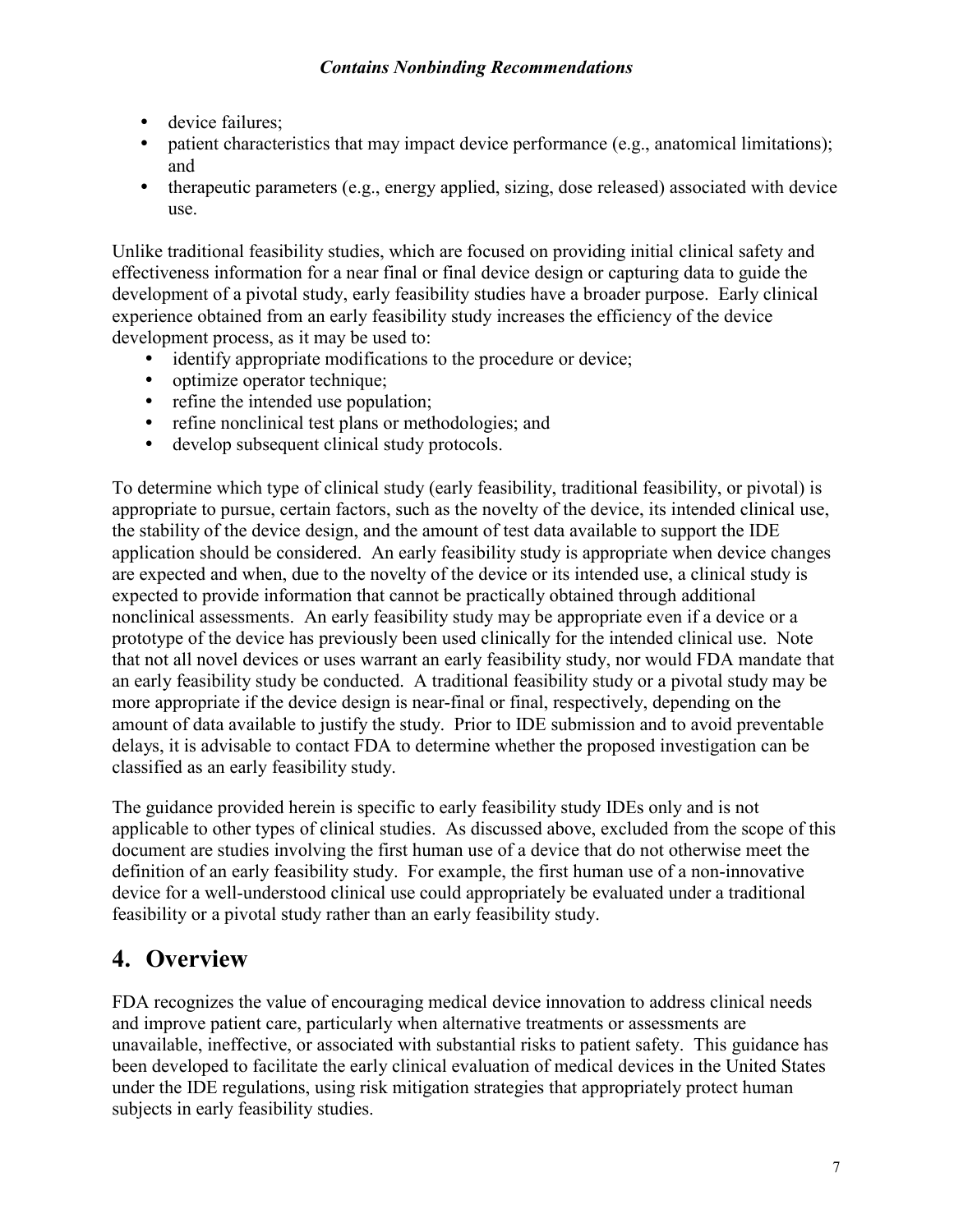- device failures;
- patient characteristics that may impact device performance (e.g., anatomical limitations); and
- therapeutic parameters (e.g., energy applied, sizing, dose released) associated with device use.

Unlike traditional feasibility studies, which are focused on providing initial clinical safety and effectiveness information for a near final or final device design or capturing data to guide the development of a pivotal study, early feasibility studies have a broader purpose. Early clinical experience obtained from an early feasibility study increases the efficiency of the device development process, as it may be used to:

- identify appropriate modifications to the procedure or device;
- optimize operator technique;
- refine the intended use population;
- refine nonclinical test plans or methodologies; and
- develop subsequent clinical study protocols.

To determine which type of clinical study (early feasibility, traditional feasibility, or pivotal) is appropriate to pursue, certain factors, such as the novelty of the device, its intended clinical use, the stability of the device design, and the amount of test data available to support the IDE application should be considered. An early feasibility study is appropriate when device changes are expected and when, due to the novelty of the device or its intended use, a clinical study is expected to provide information that cannot be practically obtained through additional nonclinical assessments. An early feasibility study may be appropriate even if a device or a prototype of the device has previously been used clinically for the intended clinical use. Note that not all novel devices or uses warrant an early feasibility study, nor would FDA mandate that an early feasibility study be conducted. A traditional feasibility study or a pivotal study may be more appropriate if the device design is near-final or final, respectively, depending on the amount of data available to justify the study. Prior to IDE submission and to avoid preventable delays, it is advisable to contact FDA to determine whether the proposed investigation can be classified as an early feasibility study.

The guidance provided herein is specific to early feasibility study IDEs only and is not applicable to other types of clinical studies. As discussed above, excluded from the scope of this document are studies involving the first human use of a device that do not otherwise meet the definition of an early feasibility study. For example, the first human use of a non-innovative device for a well-understood clinical use could appropriately be evaluated under a traditional feasibility or a pivotal study rather than an early feasibility study.

# 4. Overview

FDA recognizes the value of encouraging medical device innovation to address clinical needs and improve patient care, particularly when alternative treatments or assessments are unavailable, ineffective, or associated with substantial risks to patient safety. This guidance has been developed to facilitate the early clinical evaluation of medical devices in the United States under the IDE regulations, using risk mitigation strategies that appropriately protect human subjects in early feasibility studies.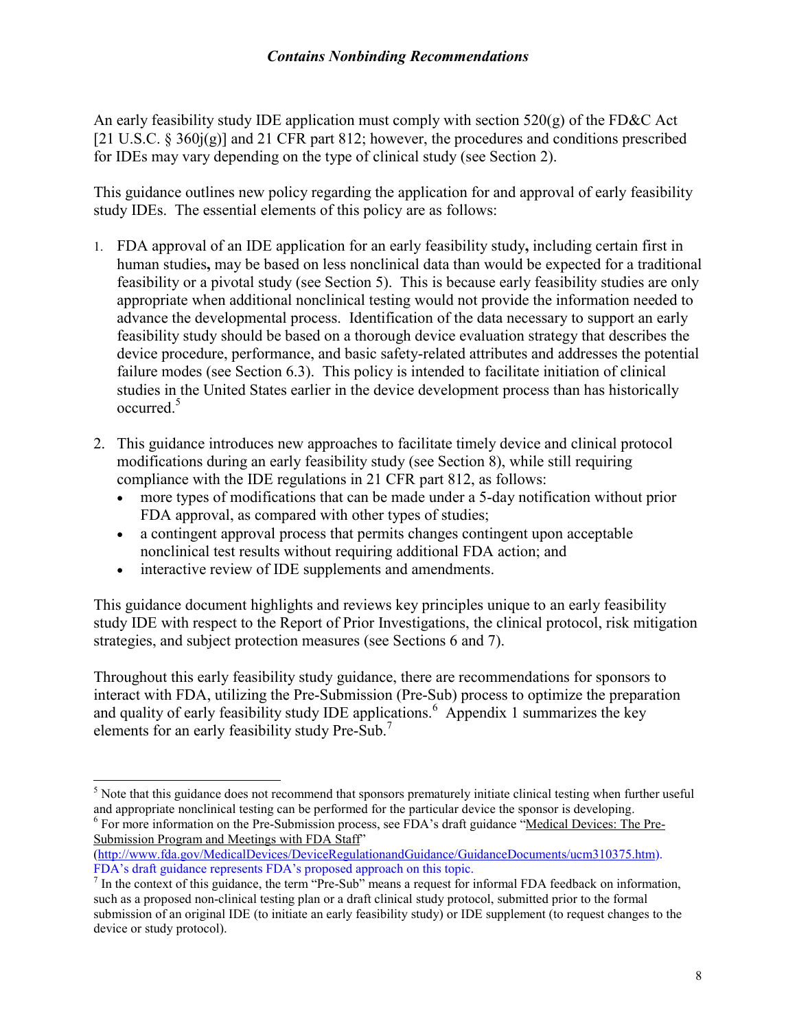An early feasibility study IDE application must comply with section 520(g) of the FD&C Act [21 U.S.C. § 360j(g)] and 21 CFR part 812; however, the procedures and conditions prescribed for IDEs may vary depending on the type of clinical study (see Section 2).

This guidance outlines new policy regarding the application for and approval of early feasibility study IDEs. The essential elements of this policy are as follows:

1. FDA approval of an IDE application for an early feasibility study**,** including certain first in human studies**,** may be based on less nonclinical data than would be expected for a traditional feasibility or a pivotal study (see Section 5). This is because early feasibility studies are only appropriate when additional nonclinical testing would not provide the information needed to advance the developmental process. Identification of the data necessary to support an early feasibility study should be based on a thorough device evaluation strategy that describes the device procedure, performance, and basic safety-related attributes and addresses the potential failure modes (see Section 6.3). This policy is intended to facilitate initiation of clinical studies in the United States earlier in the device development process than has historically occurred.[5]

2. This guidance introduces new approaches to facilitate timely device and clinical protocol modifications during an early feasibility study (see Section 8), while still requiring compliance with the IDE regulations in 21 CFR part 812, as follows:
   - more types of modifications that can be made under a 5-day notification without prior FDA approval, as compared with other types of studies;
   - a contingent approval process that permits changes contingent upon acceptable nonclinical test results without requiring additional FDA action; and
   - interactive review of IDE supplements and amendments.

This guidance document highlights and reviews key principles unique to an early feasibility study IDE with respect to the Report of Prior Investigations, the clinical protocol, risk mitigation strategies, and subject protection measures (see Sections 6 and 7).

Throughout this early feasibility study guidance, there are recommendations for sponsors to interact with FDA, utilizing the Pre-Submission (Pre-Sub) process to optimize the preparation and quality of early feasibility study IDE applications.[6] Appendix 1 summarizes the key elements for an early feasibility study Pre-Sub.[7]

---

[5] Note that this guidance does not recommend that sponsors prematurely initiate clinical testing when further useful and appropriate nonclinical testing can be performed for the particular device the sponsor is developing.

[6] For more information on the Pre-Submission process, see FDA's draft guidance "Medical Devices: The Pre-Submission Program and Meetings with FDA Staff" (http://www.fda.gov/MedicalDevices/DeviceRegulationandGuidance/GuidanceDocuments/ucm310375.htm). FDA's draft guidance represents FDA's proposed approach on this topic.

[7] In the context of this guidance, the term "Pre-Sub" means a request for informal FDA feedback on information, such as a proposed non-clinical testing plan or a draft clinical study protocol, submitted prior to the formal submission of an original IDE (to initiate an early feasibility study) or IDE supplement (to request changes to the device or study protocol).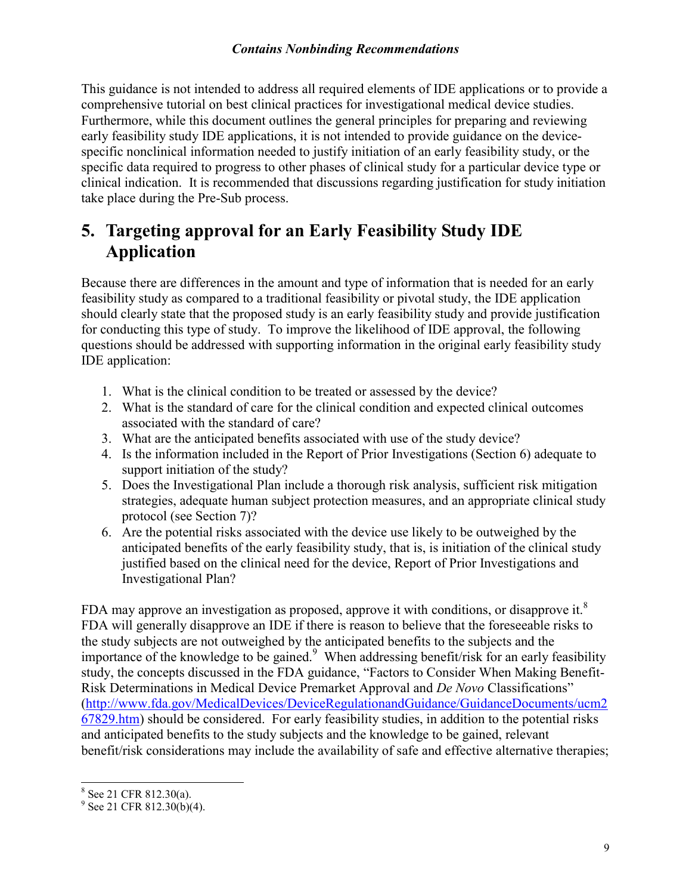This guidance is not intended to address all required elements of IDE applications or to provide a comprehensive tutorial on best clinical practices for investigational medical device studies. Furthermore, while this document outlines the general principles for preparing and reviewing early feasibility study IDE applications, it is not intended to provide guidance on the device-specific nonclinical information needed to justify initiation of an early feasibility study, or the specific data required to progress to other phases of clinical study for a particular device type or clinical indication. It is recommended that discussions regarding justification for study initiation take place during the Pre-Sub process.

# 5. Targeting approval for an Early Feasibility Study IDE Application

Because there are differences in the amount and type of information that is needed for an early feasibility study as compared to a traditional feasibility or pivotal study, the IDE application should clearly state that the proposed study is an early feasibility study and provide justification for conducting this type of study. To improve the likelihood of IDE approval, the following questions should be addressed with supporting information in the original early feasibility study IDE application:

1. What is the clinical condition to be treated or assessed by the device?
2. What is the standard of care for the clinical condition and expected clinical outcomes associated with the standard of care?
3. What are the anticipated benefits associated with use of the study device?
4. Is the information included in the Report of Prior Investigations (Section 6) adequate to support initiation of the study?
5. Does the Investigational Plan include a thorough risk analysis, sufficient risk mitigation strategies, adequate human subject protection measures, and an appropriate clinical study protocol (see Section 7)?
6. Are the potential risks associated with the device use likely to be outweighed by the anticipated benefits of the early feasibility study, that is, is initiation of the clinical study justified based on the clinical need for the device, Report of Prior Investigations and Investigational Plan?

FDA may approve an investigation as proposed, approve it with conditions, or disapprove it.[8] FDA will generally disapprove an IDE if there is reason to believe that the foreseeable risks to the study subjects are not outweighed by the anticipated benefits to the subjects and the importance of the knowledge to be gained.[9] When addressing benefit/risk for an early feasibility study, the concepts discussed in the FDA guidance, "Factors to Consider When Making Benefit-Risk Determinations in Medical Device Premarket Approval and *De Novo* Classifications" (http://www.fda.gov/MedicalDevices/DeviceRegulationandGuidance/GuidanceDocuments/ucm267829.htm) should be considered. For early feasibility studies, in addition to the potential risks and anticipated benefits to the study subjects and the knowledge to be gained, relevant benefit/risk considerations may include the availability of safe and effective alternative therapies;

[8] See 21 CFR 812.30(a).

[9] See 21 CFR 812.30(b)(4).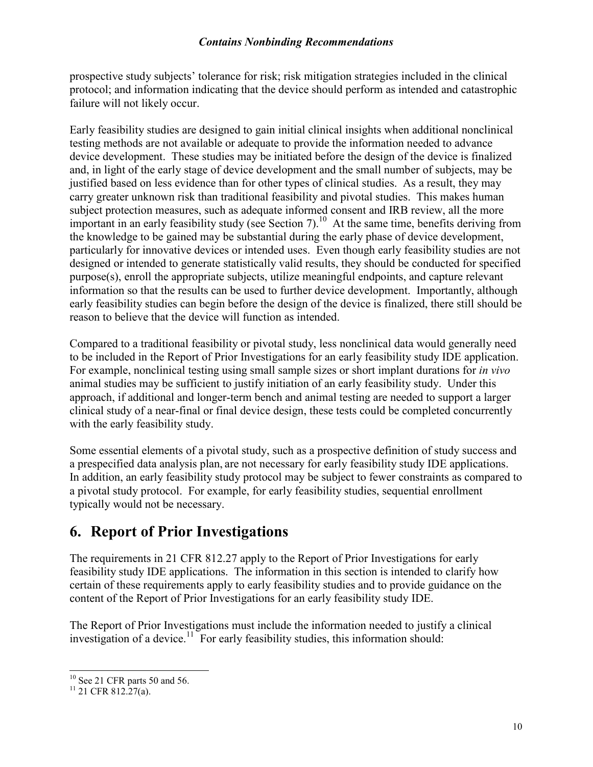prospective study subjects' tolerance for risk; risk mitigation strategies included in the clinical protocol; and information indicating that the device should perform as intended and catastrophic failure will not likely occur.

Early feasibility studies are designed to gain initial clinical insights when additional nonclinical testing methods are not available or adequate to provide the information needed to advance device development. These studies may be initiated before the design of the device is finalized and, in light of the early stage of device development and the small number of subjects, may be justified based on less evidence than for other types of clinical studies. As a result, they may carry greater unknown risk than traditional feasibility and pivotal studies. This makes human subject protection measures, such as adequate informed consent and IRB review, all the more important in an early feasibility study (see Section 7).[10] At the same time, benefits deriving from the knowledge to be gained may be substantial during the early phase of device development, particularly for innovative devices or intended uses. Even though early feasibility studies are not designed or intended to generate statistically valid results, they should be conducted for specified purpose(s), enroll the appropriate subjects, utilize meaningful endpoints, and capture relevant information so that the results can be used to further device development. Importantly, although early feasibility studies can begin before the design of the device is finalized, there still should be reason to believe that the device will function as intended.

Compared to a traditional feasibility or pivotal study, less nonclinical data would generally need to be included in the Report of Prior Investigations for an early feasibility study IDE application. For example, nonclinical testing using small sample sizes or short implant durations for *in vivo* animal studies may be sufficient to justify initiation of an early feasibility study. Under this approach, if additional and longer-term bench and animal testing are needed to support a larger clinical study of a near-final or final device design, these tests could be completed concurrently with the early feasibility study.

Some essential elements of a pivotal study, such as a prospective definition of study success and a prespecified data analysis plan, are not necessary for early feasibility study IDE applications. In addition, an early feasibility study protocol may be subject to fewer constraints as compared to a pivotal study protocol. For example, for early feasibility studies, sequential enrollment typically would not be necessary.

# 6. Report of Prior Investigations

The requirements in 21 CFR 812.27 apply to the Report of Prior Investigations for early feasibility study IDE applications. The information in this section is intended to clarify how certain of these requirements apply to early feasibility studies and to provide guidance on the content of the Report of Prior Investigations for an early feasibility study IDE.

The Report of Prior Investigations must include the information needed to justify a clinical investigation of a device.[11] For early feasibility studies, this information should:

[10] See 21 CFR parts 50 and 56.

[11] 21 CFR 812.27(a).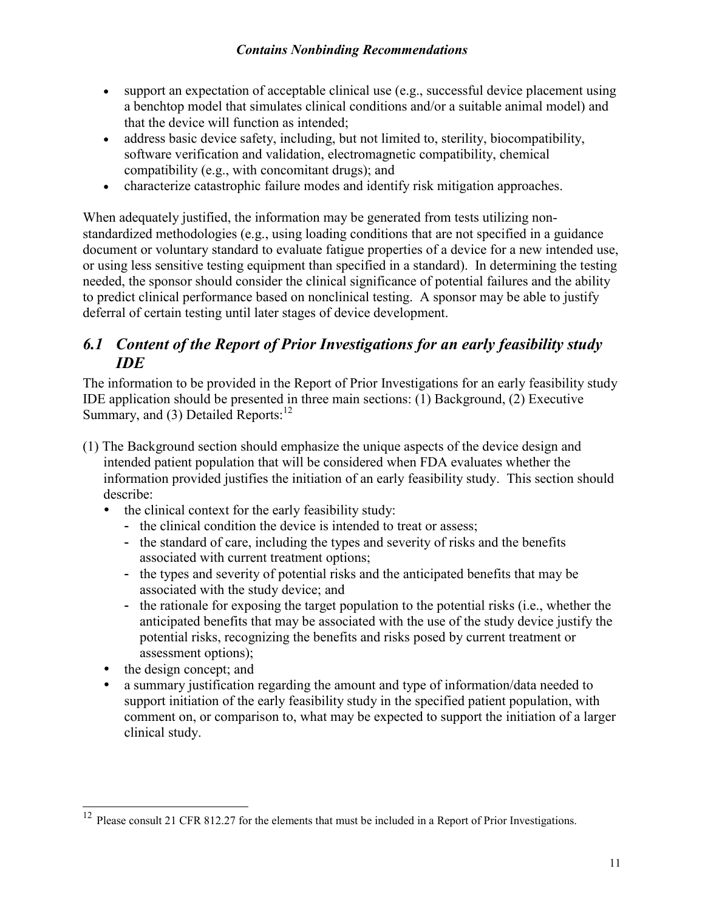- support an expectation of acceptable clinical use (e.g., successful device placement using a benchtop model that simulates clinical conditions and/or a suitable animal model) and that the device will function as intended;
- address basic device safety, including, but not limited to, sterility, biocompatibility, software verification and validation, electromagnetic compatibility, chemical compatibility (e.g., with concomitant drugs); and
- characterize catastrophic failure modes and identify risk mitigation approaches.

When adequately justified, the information may be generated from tests utilizing non-standardized methodologies (e.g., using loading conditions that are not specified in a guidance document or voluntary standard to evaluate fatigue properties of a device for a new intended use, or using less sensitive testing equipment than specified in a standard). In determining the testing needed, the sponsor should consider the clinical significance of potential failures and the ability to predict clinical performance based on nonclinical testing. A sponsor may be able to justify deferral of certain testing until later stages of device development.

## *6.1 Content of the Report of Prior Investigations for an early feasibility study IDE*

The information to be provided in the Report of Prior Investigations for an early feasibility study IDE application should be presented in three main sections: (1) Background, (2) Executive Summary, and (3) Detailed Reports:[12]

(1) The Background section should emphasize the unique aspects of the device design and intended patient population that will be considered when FDA evaluates whether the information provided justifies the initiation of an early feasibility study. This section should describe:

- the clinical context for the early feasibility study:
  - the clinical condition the device is intended to treat or assess;
  - the standard of care, including the types and severity of risks and the benefits associated with current treatment options;
  - the types and severity of potential risks and the anticipated benefits that may be associated with the study device; and
  - the rationale for exposing the target population to the potential risks (i.e., whether the anticipated benefits that may be associated with the use of the study device justify the potential risks, recognizing the benefits and risks posed by current treatment or assessment options);
- the design concept; and
- a summary justification regarding the amount and type of information/data needed to support initiation of the early feasibility study in the specified patient population, with comment on, or comparison to, what may be expected to support the initiation of a larger clinical study.

---

[12] Please consult 21 CFR 812.27 for the elements that must be included in a Report of Prior Investigations.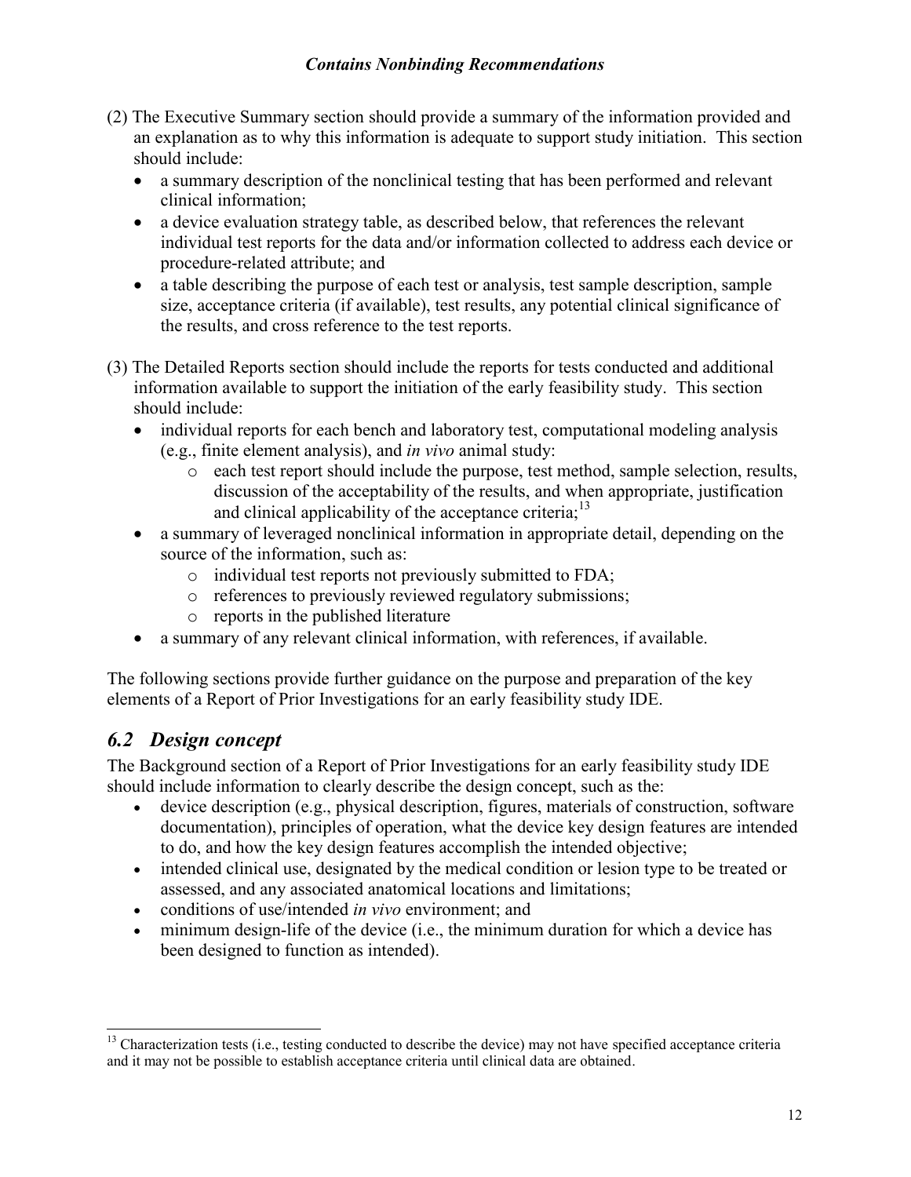(2) The Executive Summary section should provide a summary of the information provided and an explanation as to why this information is adequate to support study initiation. This section should include:

- a summary description of the nonclinical testing that has been performed and relevant clinical information;
- a device evaluation strategy table, as described below, that references the relevant individual test reports for the data and/or information collected to address each device or procedure-related attribute; and
- a table describing the purpose of each test or analysis, test sample description, sample size, acceptance criteria (if available), test results, any potential clinical significance of the results, and cross reference to the test reports.

(3) The Detailed Reports section should include the reports for tests conducted and additional information available to support the initiation of the early feasibility study. This section should include:

- individual reports for each bench and laboratory test, computational modeling analysis (e.g., finite element analysis), and *in vivo* animal study:
  - each test report should include the purpose, test method, sample selection, results, discussion of the acceptability of the results, and when appropriate, justification and clinical applicability of the acceptance criteria;[13]
- a summary of leveraged nonclinical information in appropriate detail, depending on the source of the information, such as:
  - individual test reports not previously submitted to FDA;
  - references to previously reviewed regulatory submissions;
  - reports in the published literature
- a summary of any relevant clinical information, with references, if available.

The following sections provide further guidance on the purpose and preparation of the key elements of a Report of Prior Investigations for an early feasibility study IDE.

## *6.2 Design concept*

The Background section of a Report of Prior Investigations for an early feasibility study IDE should include information to clearly describe the design concept, such as the:

- device description (e.g., physical description, figures, materials of construction, software documentation), principles of operation, what the device key design features are intended to do, and how the key design features accomplish the intended objective;
- intended clinical use, designated by the medical condition or lesion type to be treated or assessed, and any associated anatomical locations and limitations;
- conditions of use/intended *in vivo* environment; and
- minimum design-life of the device (i.e., the minimum duration for which a device has been designed to function as intended).

[13] Characterization tests (i.e., testing conducted to describe the device) may not have specified acceptance criteria and it may not be possible to establish acceptance criteria until clinical data are obtained.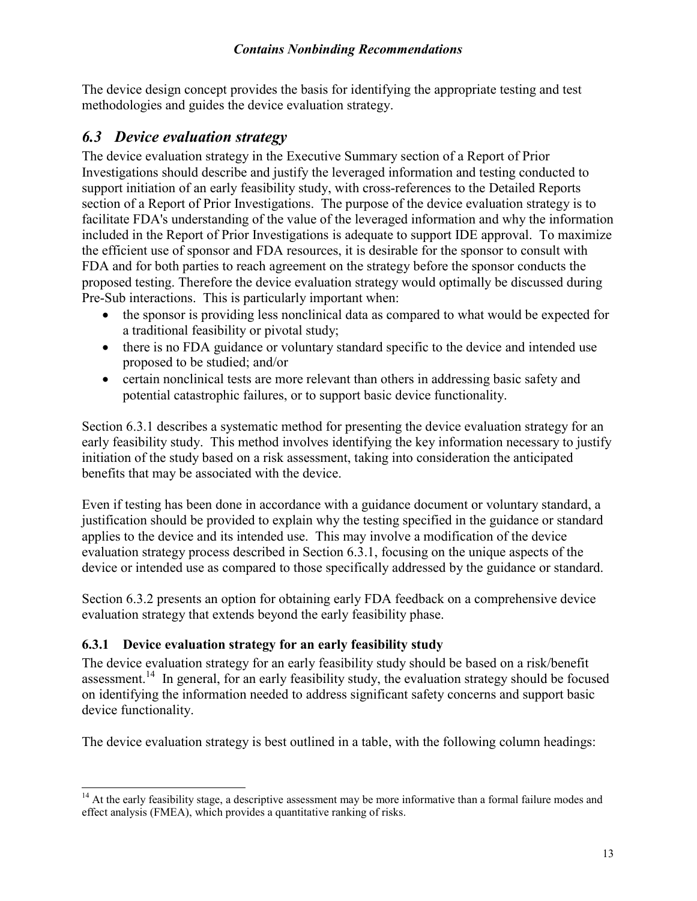The device design concept provides the basis for identifying the appropriate testing and test methodologies and guides the device evaluation strategy.

## *6.3 Device evaluation strategy*

The device evaluation strategy in the Executive Summary section of a Report of Prior Investigations should describe and justify the leveraged information and testing conducted to support initiation of an early feasibility study, with cross-references to the Detailed Reports section of a Report of Prior Investigations. The purpose of the device evaluation strategy is to facilitate FDA's understanding of the value of the leveraged information and why the information included in the Report of Prior Investigations is adequate to support IDE approval. To maximize the efficient use of sponsor and FDA resources, it is desirable for the sponsor to consult with FDA and for both parties to reach agreement on the strategy before the sponsor conducts the proposed testing. Therefore the device evaluation strategy would optimally be discussed during Pre-Sub interactions. This is particularly important when:

- the sponsor is providing less nonclinical data as compared to what would be expected for a traditional feasibility or pivotal study;
- there is no FDA guidance or voluntary standard specific to the device and intended use proposed to be studied; and/or
- certain nonclinical tests are more relevant than others in addressing basic safety and potential catastrophic failures, or to support basic device functionality.

Section 6.3.1 describes a systematic method for presenting the device evaluation strategy for an early feasibility study. This method involves identifying the key information necessary to justify initiation of the study based on a risk assessment, taking into consideration the anticipated benefits that may be associated with the device.

Even if testing has been done in accordance with a guidance document or voluntary standard, a justification should be provided to explain why the testing specified in the guidance or standard applies to the device and its intended use. This may involve a modification of the device evaluation strategy process described in Section 6.3.1, focusing on the unique aspects of the device or intended use as compared to those specifically addressed by the guidance or standard.

Section 6.3.2 presents an option for obtaining early FDA feedback on a comprehensive device evaluation strategy that extends beyond the early feasibility phase.

### 6.3.1 Device evaluation strategy for an early feasibility study

The device evaluation strategy for an early feasibility study should be based on a risk/benefit assessment.[14] In general, for an early feasibility study, the evaluation strategy should be focused on identifying the information needed to address significant safety concerns and support basic device functionality.

The device evaluation strategy is best outlined in a table, with the following column headings:

---

[14] At the early feasibility stage, a descriptive assessment may be more informative than a formal failure modes and effect analysis (FMEA), which provides a quantitative ranking of risks.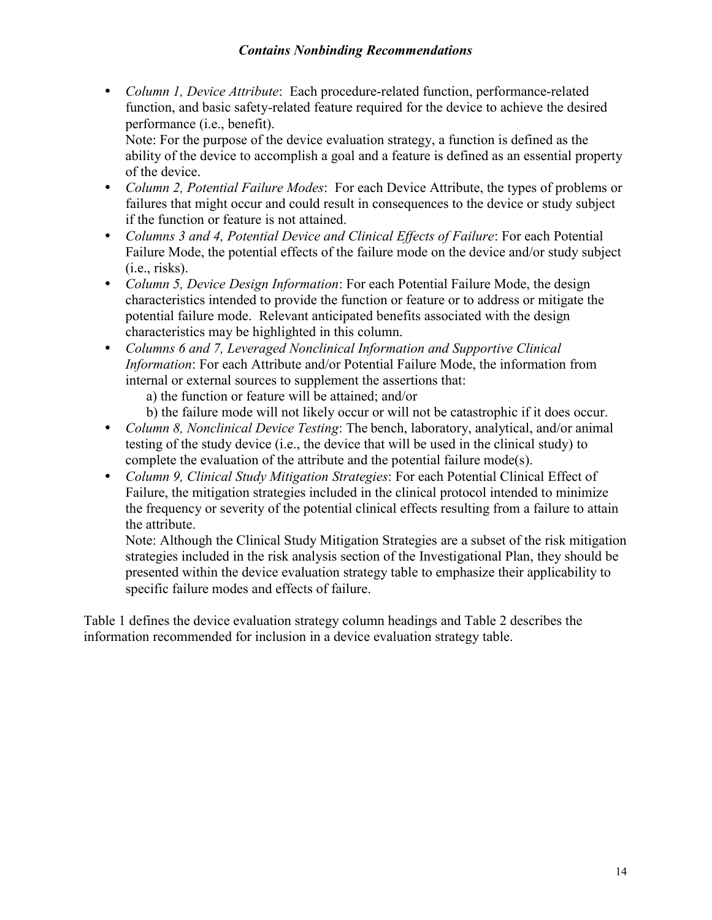- *Column 1, Device Attribute*: Each procedure-related function, performance-related function, and basic safety-related feature required for the device to achieve the desired performance (i.e., benefit).
  Note: For the purpose of the device evaluation strategy, a function is defined as the ability of the device to accomplish a goal and a feature is defined as an essential property of the device.
- *Column 2, Potential Failure Modes*: For each Device Attribute, the types of problems or failures that might occur and could result in consequences to the device or study subject if the function or feature is not attained.
- *Columns 3 and 4, Potential Device and Clinical Effects of Failure*: For each Potential Failure Mode, the potential effects of the failure mode on the device and/or study subject (i.e., risks).
- *Column 5, Device Design Information*: For each Potential Failure Mode, the design characteristics intended to provide the function or feature or to address or mitigate the potential failure mode. Relevant anticipated benefits associated with the design characteristics may be highlighted in this column.
- *Columns 6 and 7, Leveraged Nonclinical Information and Supportive Clinical Information*: For each Attribute and/or Potential Failure Mode, the information from internal or external sources to supplement the assertions that:
  a) the function or feature will be attained; and/or
  b) the failure mode will not likely occur or will not be catastrophic if it does occur.
- *Column 8, Nonclinical Device Testing*: The bench, laboratory, analytical, and/or animal testing of the study device (i.e., the device that will be used in the clinical study) to complete the evaluation of the attribute and the potential failure mode(s).
- *Column 9, Clinical Study Mitigation Strategies*: For each Potential Clinical Effect of Failure, the mitigation strategies included in the clinical protocol intended to minimize the frequency or severity of the potential clinical effects resulting from a failure to attain the attribute.
  Note: Although the Clinical Study Mitigation Strategies are a subset of the risk mitigation strategies included in the risk analysis section of the Investigational Plan, they should be presented within the device evaluation strategy table to emphasize their applicability to specific failure modes and effects of failure.

Table 1 defines the device evaluation strategy column headings and Table 2 describes the information recommended for inclusion in a device evaluation strategy table.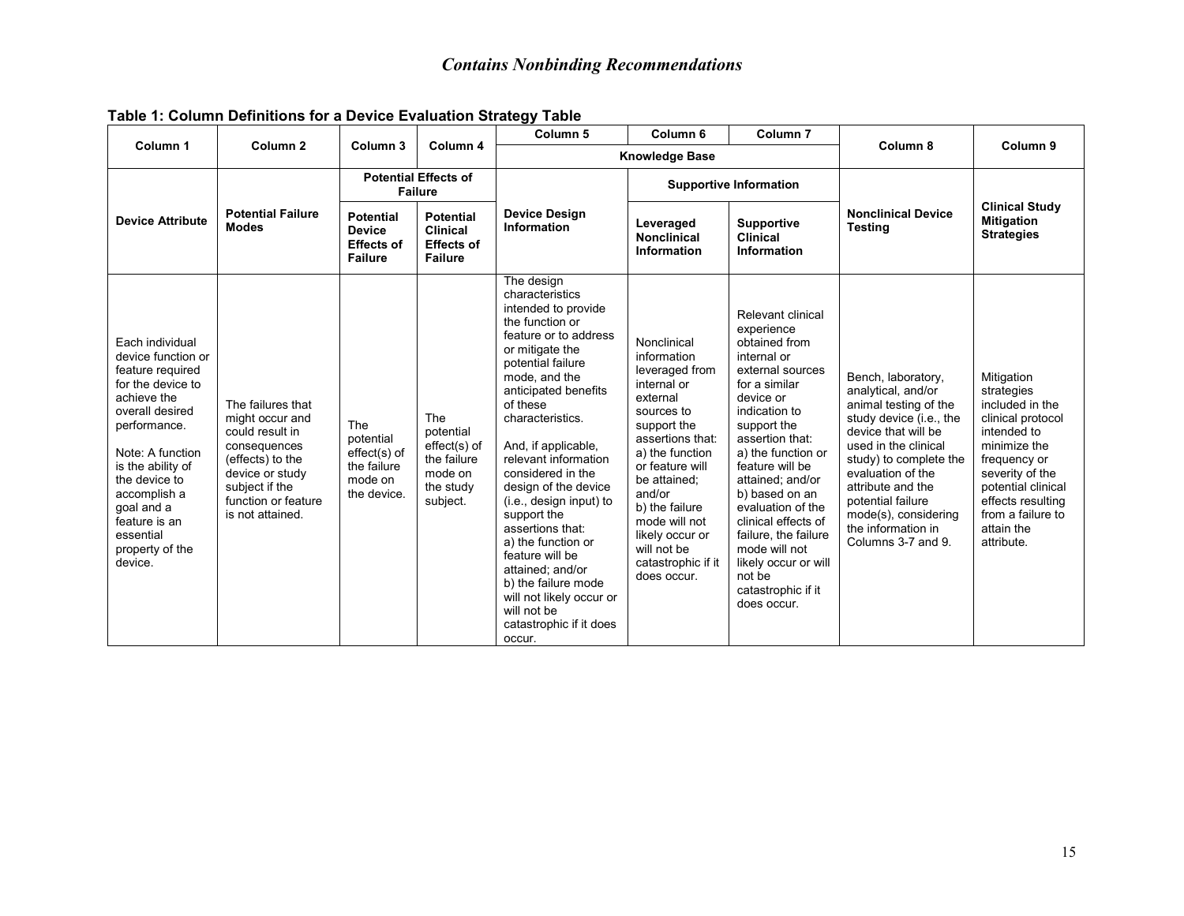**Table 1: Column Definitions for a Device Evaluation Strategy Table**

| Column 1 | Column 2 | Column 3 | Column 4 | Column 5 | Column 6 | Column 7 | Column 8 | Column 9 |
|---|---|---|---|---|---|---|---|---|
| | | | | Knowledge Base | | | | |
| | | Potential Effects of Failure | | | Supportive Information | | | |
| **Device Attribute** | **Potential Failure Modes** | **Potential Device Effects of Failure** | **Potential Clinical Effects of Failure** | **Device Design Information** | **Leveraged Nonclinical Information** | **Supportive Clinical Information** | **Nonclinical Device Testing** | **Clinical Study Mitigation Strategies** |
| Each individual device function or feature required for the device to achieve the overall desired performance.<br><br>Note: A function is the ability of the device to accomplish a goal and a feature is an essential property of the device. | The failures that might occur and could result in consequences (effects) to the device or study subject if the function or feature is not attained. | The potential effect(s) of the failure mode on the device. | The potential effect(s) of the failure mode on the study subject. | The design characteristics intended to provide the function or feature or to address or mitigate the potential failure mode, and the anticipated benefits of these characteristics.<br><br>And, if applicable, relevant information considered in the design of the device (i.e., design input) to support the assertions that:<br>a) the function or feature will be attained; and/or<br>b) the failure mode will not likely occur or will not be catastrophic if it does occur. | Nonclinical information leveraged from internal or external sources to support the assertions that:<br>a) the function or feature will be attained; and/or<br>b) the failure mode will not likely occur or will not be catastrophic if it does occur. | Relevant clinical experience obtained from internal or external sources for a similar device or indication to support the assertion that:<br>a) the function or feature will be attained; and/or<br>b) based on an evaluation of the clinical effects of failure, the failure mode will not likely occur or will not be catastrophic if it does occur. | Bench, laboratory, analytical, and/or animal testing of the study device (i.e., the device that will be used in the clinical study) to complete the evaluation of the attribute and the potential failure mode(s), considering the information in Columns 3-7 and 9. | Mitigation strategies included in the clinical protocol intended to minimize the frequency or severity of the potential clinical effects resulting from a failure to attain the attribute. |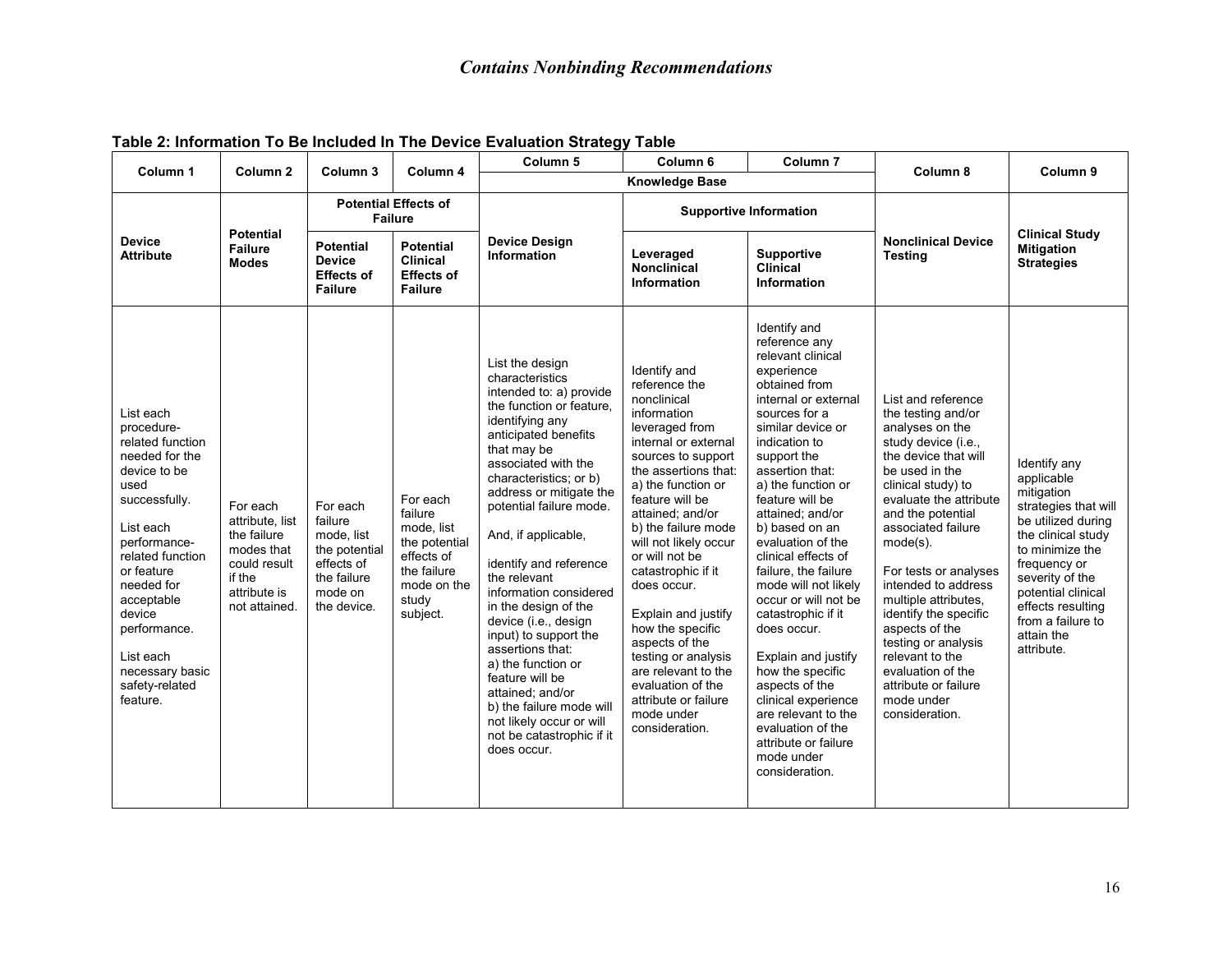**Table 2: Information To Be Included In The Device Evaluation Strategy Table**

| Column 1 | Column 2 | Column 3 | Column 4 | Column 5 | Column 6 | Column 7 | Column 8 | Column 9 |
|---|---|---|---|---|---|---|---|---|
| | | | | Knowledge Base | | | | |
| | | Potential Effects of Failure | | | Supportive Information | | | |
| **Device Attribute** | **Potential Failure Modes** | **Potential Device Effects of Failure** | **Potential Clinical Effects of Failure** | **Device Design Information** | **Leveraged Nonclinical Information** | **Supportive Clinical Information** | **Nonclinical Device Testing** | **Clinical Study Mitigation Strategies** |
| List each procedure-related function needed for the device to be used successfully.<br><br>List each performance-related function or feature needed for acceptable device performance.<br><br>List each necessary basic safety-related feature. | For each attribute, list the failure modes that could result if the attribute is not attained. | For each failure mode, list the potential effects of the failure mode on the device. | For each failure mode, list the potential effects of the failure mode on the study subject. | List the design characteristics intended to: a) provide the function or feature, identifying any anticipated benefits that may be associated with the characteristics; or b) address or mitigate the potential failure mode.<br><br>And, if applicable,<br><br>identify and reference the relevant information considered in the design of the device (i.e., design input) to support the assertions that:<br>a) the function or feature will be attained; and/or<br>b) the failure mode will not likely occur or will not be catastrophic if it does occur. | Identify and reference the nonclinical information leveraged from internal or external sources to support the assertions that:<br>a) the function or feature will be attained; and/or<br>b) the failure mode will not likely occur or will not be catastrophic if it does occur.<br><br>Explain and justify how the specific aspects of the testing or analysis are relevant to the evaluation of the attribute or failure mode under consideration. | Identify and reference any relevant clinical experience obtained from internal or external sources for a similar device or indication to support the assertion that:<br>a) the function or feature will be attained; and/or<br>b) based on an evaluation of the clinical effects of failure, the failure mode will not likely occur or will not be catastrophic if it does occur.<br><br>Explain and justify how the specific aspects of the clinical experience are relevant to the evaluation of the attribute or failure mode under consideration. | List and reference the testing and/or analyses on the study device (i.e., the device that will be used in the clinical study) to evaluate the attribute and the potential associated failure mode(s).<br><br>For tests or analyses intended to address multiple attributes, identify the specific aspects of the testing or analysis relevant to the evaluation of the attribute or failure mode under consideration. | Identify any applicable mitigation strategies that will be utilized during the clinical study to minimize the frequency or severity of the potential clinical effects resulting from a failure to attain the attribute. |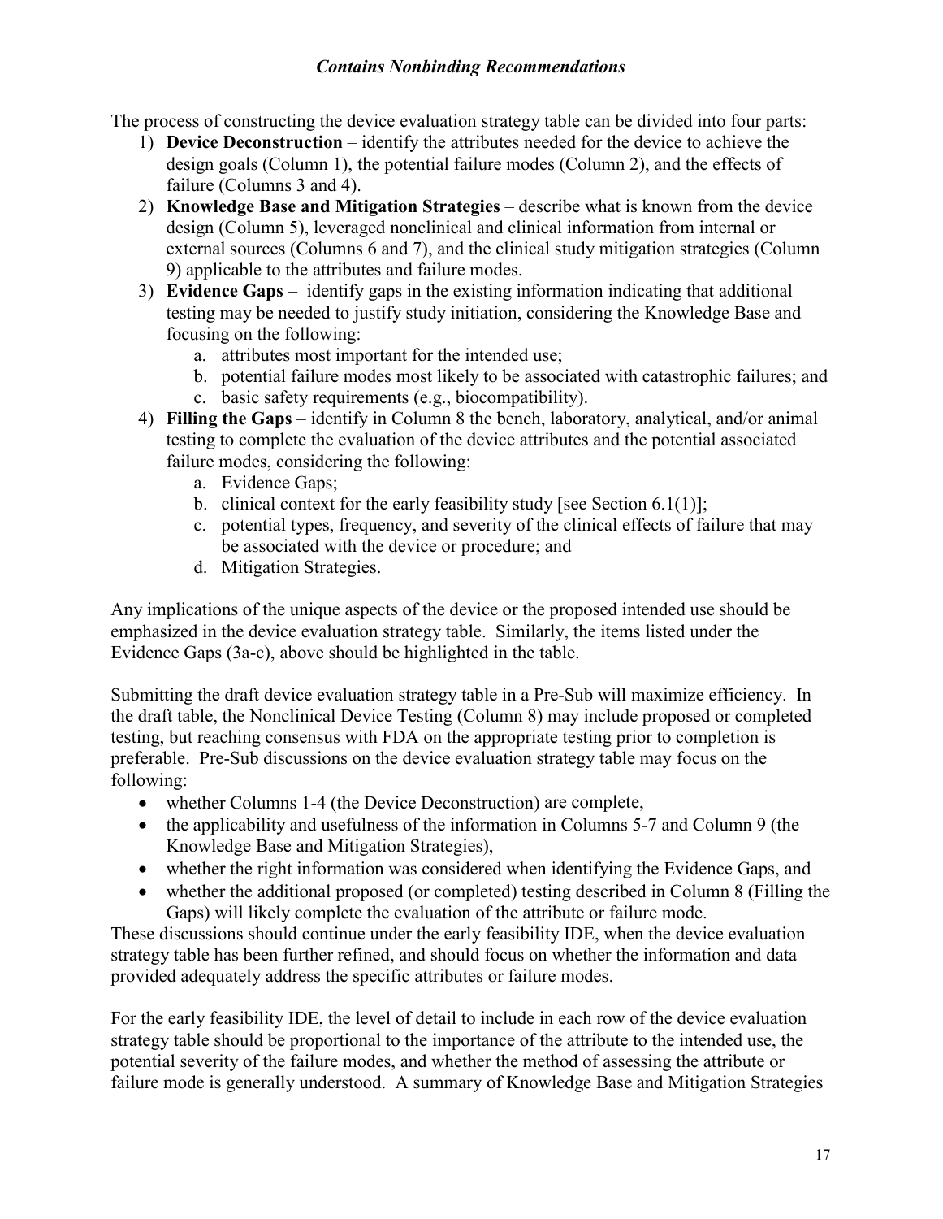The process of constructing the device evaluation strategy table can be divided into four parts:

1) **Device Deconstruction** – identify the attributes needed for the device to achieve the design goals (Column 1), the potential failure modes (Column 2), and the effects of failure (Columns 3 and 4).
2) **Knowledge Base and Mitigation Strategies** – describe what is known from the device design (Column 5), leveraged nonclinical and clinical information from internal or external sources (Columns 6 and 7), and the clinical study mitigation strategies (Column 9) applicable to the attributes and failure modes.
3) **Evidence Gaps** – identify gaps in the existing information indicating that additional testing may be needed to justify study initiation, considering the Knowledge Base and focusing on the following:
   a. attributes most important for the intended use;
   b. potential failure modes most likely to be associated with catastrophic failures; and
   c. basic safety requirements (e.g., biocompatibility).
4) **Filling the Gaps** – identify in Column 8 the bench, laboratory, analytical, and/or animal testing to complete the evaluation of the device attributes and the potential associated failure modes, considering the following:
   a. Evidence Gaps;
   b. clinical context for the early feasibility study [see Section 6.1(1)];
   c. potential types, frequency, and severity of the clinical effects of failure that may be associated with the device or procedure; and
   d. Mitigation Strategies.

Any implications of the unique aspects of the device or the proposed intended use should be emphasized in the device evaluation strategy table. Similarly, the items listed under the Evidence Gaps (3a-c), above should be highlighted in the table.

Submitting the draft device evaluation strategy table in a Pre-Sub will maximize efficiency. In the draft table, the Nonclinical Device Testing (Column 8) may include proposed or completed testing, but reaching consensus with FDA on the appropriate testing prior to completion is preferable. Pre-Sub discussions on the device evaluation strategy table may focus on the following:

- whether Columns 1-4 (the Device Deconstruction) are complete,
- the applicability and usefulness of the information in Columns 5-7 and Column 9 (the Knowledge Base and Mitigation Strategies),
- whether the right information was considered when identifying the Evidence Gaps, and
- whether the additional proposed (or completed) testing described in Column 8 (Filling the Gaps) will likely complete the evaluation of the attribute or failure mode.

These discussions should continue under the early feasibility IDE, when the device evaluation strategy table has been further refined, and should focus on whether the information and data provided adequately address the specific attributes or failure modes.

For the early feasibility IDE, the level of detail to include in each row of the device evaluation strategy table should be proportional to the importance of the attribute to the intended use, the potential severity of the failure modes, and whether the method of assessing the attribute or failure mode is generally understood. A summary of Knowledge Base and Mitigation Strategies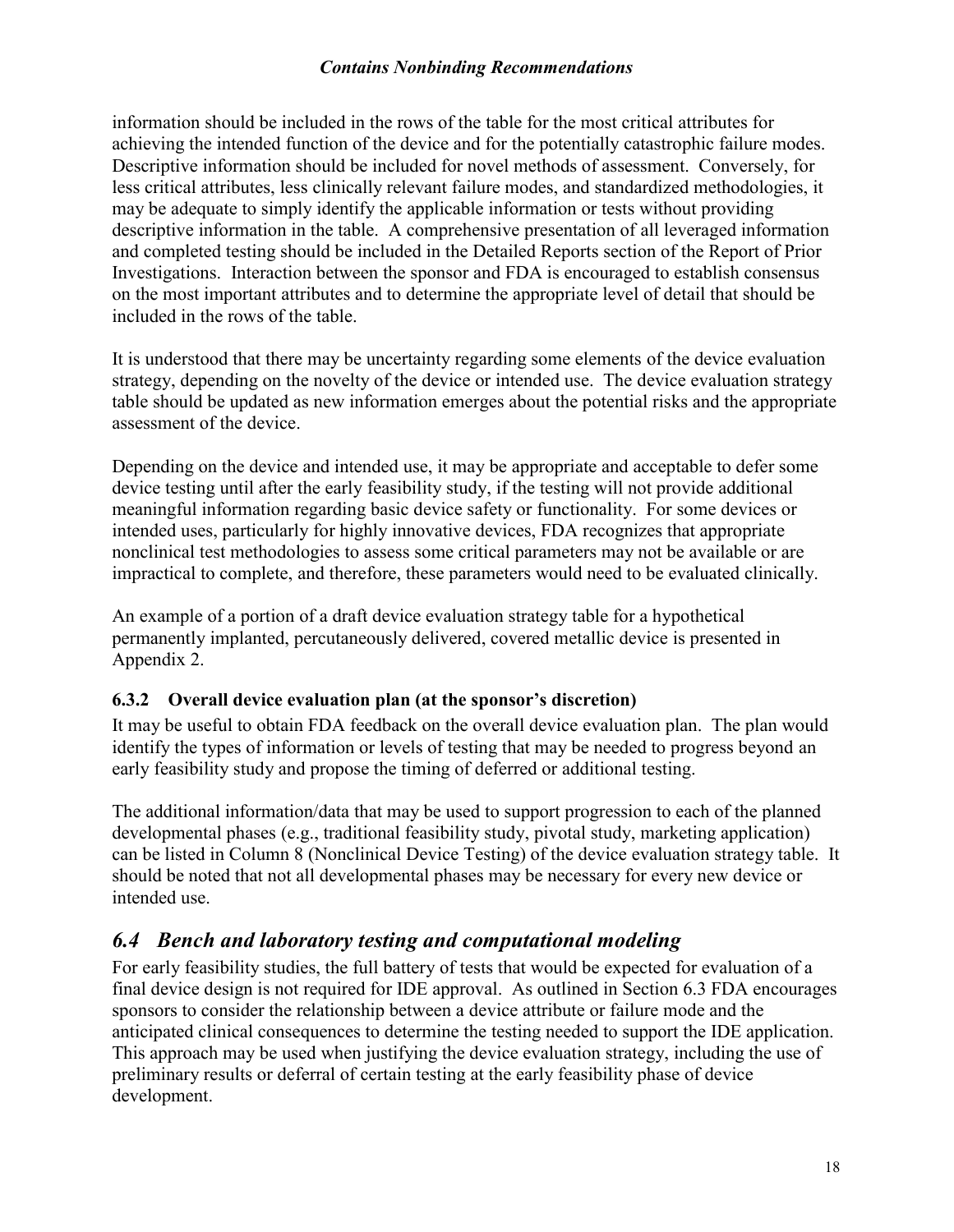information should be included in the rows of the table for the most critical attributes for achieving the intended function of the device and for the potentially catastrophic failure modes. Descriptive information should be included for novel methods of assessment. Conversely, for less critical attributes, less clinically relevant failure modes, and standardized methodologies, it may be adequate to simply identify the applicable information or tests without providing descriptive information in the table. A comprehensive presentation of all leveraged information and completed testing should be included in the Detailed Reports section of the Report of Prior Investigations. Interaction between the sponsor and FDA is encouraged to establish consensus on the most important attributes and to determine the appropriate level of detail that should be included in the rows of the table.

It is understood that there may be uncertainty regarding some elements of the device evaluation strategy, depending on the novelty of the device or intended use. The device evaluation strategy table should be updated as new information emerges about the potential risks and the appropriate assessment of the device.

Depending on the device and intended use, it may be appropriate and acceptable to defer some device testing until after the early feasibility study, if the testing will not provide additional meaningful information regarding basic device safety or functionality. For some devices or intended uses, particularly for highly innovative devices, FDA recognizes that appropriate nonclinical test methodologies to assess some critical parameters may not be available or are impractical to complete, and therefore, these parameters would need to be evaluated clinically.

An example of a portion of a draft device evaluation strategy table for a hypothetical permanently implanted, percutaneously delivered, covered metallic device is presented in Appendix 2.

### 6.3.2 Overall device evaluation plan (at the sponsor's discretion)

It may be useful to obtain FDA feedback on the overall device evaluation plan. The plan would identify the types of information or levels of testing that may be needed to progress beyond an early feasibility study and propose the timing of deferred or additional testing.

The additional information/data that may be used to support progression to each of the planned developmental phases (e.g., traditional feasibility study, pivotal study, marketing application) can be listed in Column 8 (Nonclinical Device Testing) of the device evaluation strategy table. It should be noted that not all developmental phases may be necessary for every new device or intended use.

## *6.4 Bench and laboratory testing and computational modeling*

For early feasibility studies, the full battery of tests that would be expected for evaluation of a final device design is not required for IDE approval. As outlined in Section 6.3 FDA encourages sponsors to consider the relationship between a device attribute or failure mode and the anticipated clinical consequences to determine the testing needed to support the IDE application. This approach may be used when justifying the device evaluation strategy, including the use of preliminary results or deferral of certain testing at the early feasibility phase of device development.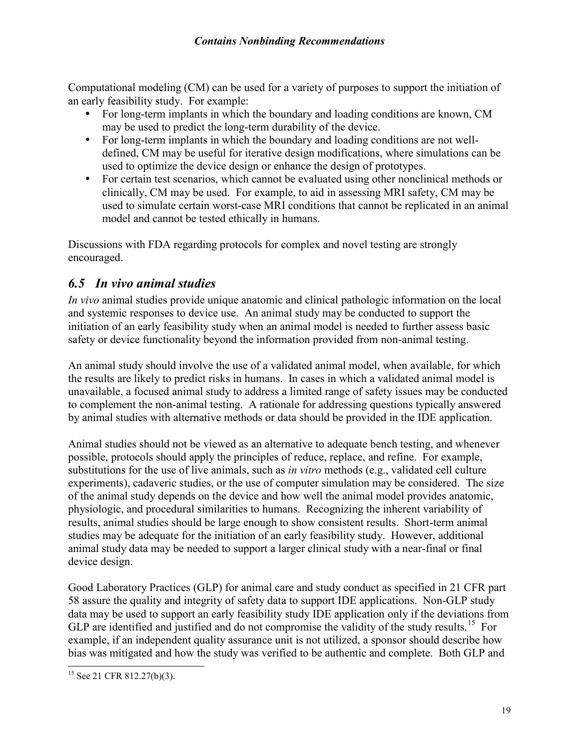Computational modeling (CM) can be used for a variety of purposes to support the initiation of an early feasibility study. For example:

- For long-term implants in which the boundary and loading conditions are known, CM may be used to predict the long-term durability of the device.
- For long-term implants in which the boundary and loading conditions are not well-defined, CM may be useful for iterative design modifications, where simulations can be used to optimize the device design or enhance the design of prototypes.
- For certain test scenarios, which cannot be evaluated using other nonclinical methods or clinically, CM may be used. For example, to aid in assessing MRI safety, CM may be used to simulate certain worst-case MRI conditions that cannot be replicated in an animal model and cannot be tested ethically in humans.

Discussions with FDA regarding protocols for complex and novel testing are strongly encouraged.

## *6.5 In vivo animal studies*

*In vivo* animal studies provide unique anatomic and clinical pathologic information on the local and systemic responses to device use. An animal study may be conducted to support the initiation of an early feasibility study when an animal model is needed to further assess basic safety or device functionality beyond the information provided from non-animal testing.

An animal study should involve the use of a validated animal model, when available, for which the results are likely to predict risks in humans. In cases in which a validated animal model is unavailable, a focused animal study to address a limited range of safety issues may be conducted to complement the non-animal testing. A rationale for addressing questions typically answered by animal studies with alternative methods or data should be provided in the IDE application.

Animal studies should not be viewed as an alternative to adequate bench testing, and whenever possible, protocols should apply the principles of reduce, replace, and refine. For example, substitutions for the use of live animals, such as *in vitro* methods (e.g., validated cell culture experiments), cadaveric studies, or the use of computer simulation may be considered. The size of the animal study depends on the device and how well the animal model provides anatomic, physiologic, and procedural similarities to humans. Recognizing the inherent variability of results, animal studies should be large enough to show consistent results. Short-term animal studies may be adequate for the initiation of an early feasibility study. However, additional animal study data may be needed to support a larger clinical study with a near-final or final device design.

Good Laboratory Practices (GLP) for animal care and study conduct as specified in 21 CFR part 58 assure the quality and integrity of safety data to support IDE applications. Non-GLP study data may be used to support an early feasibility study IDE application only if the deviations from GLP are identified and justified and do not compromise the validity of the study results.[15] For example, if an independent quality assurance unit is not utilized, a sponsor should describe how bias was mitigated and how the study was verified to be authentic and complete. Both GLP and

[15] See 21 CFR 812.27(b)(3).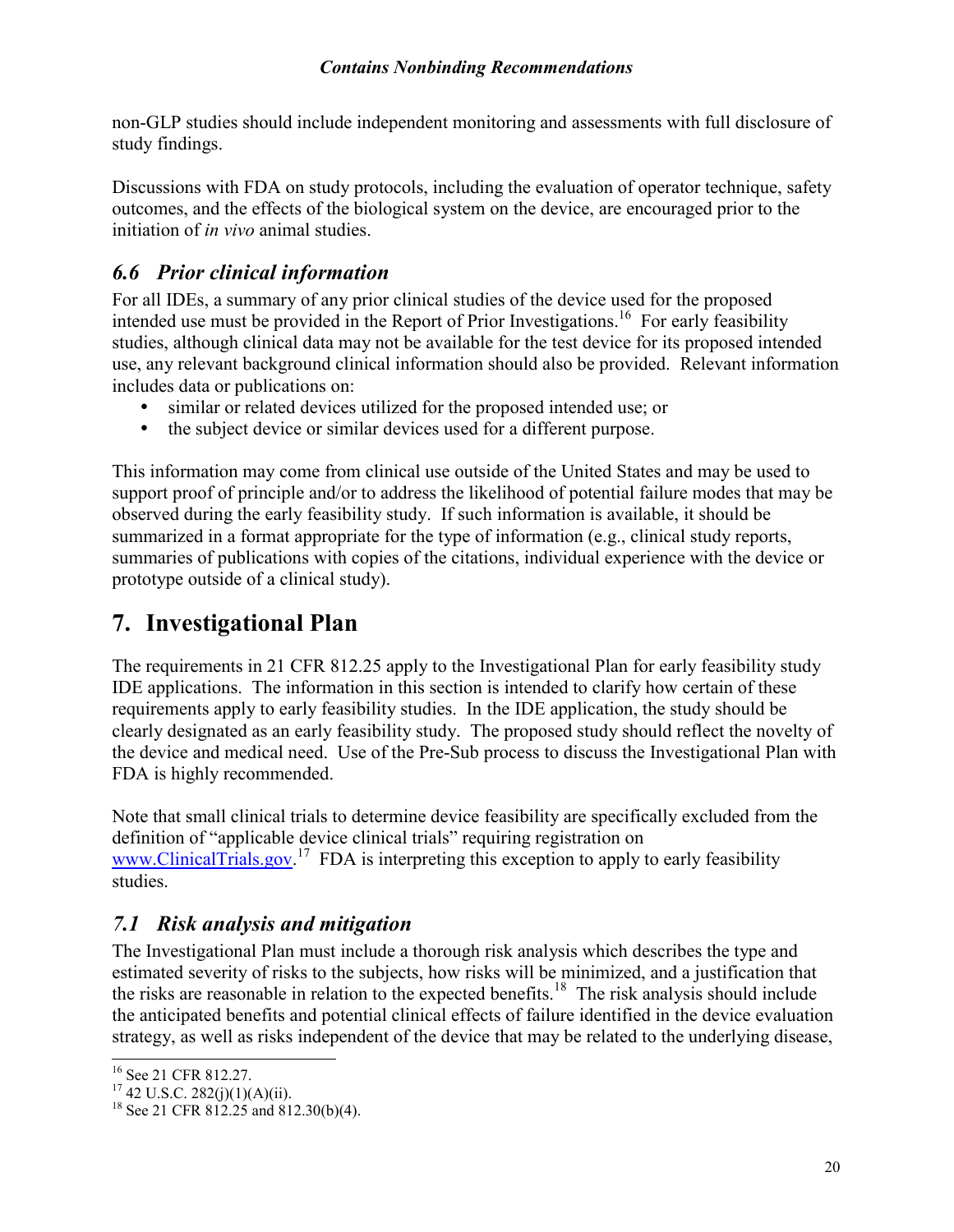non-GLP studies should include independent monitoring and assessments with full disclosure of study findings.

Discussions with FDA on study protocols, including the evaluation of operator technique, safety outcomes, and the effects of the biological system on the device, are encouraged prior to the initiation of *in vivo* animal studies.

### *6.6 Prior clinical information*

For all IDEs, a summary of any prior clinical studies of the device used for the proposed intended use must be provided in the Report of Prior Investigations.[16] For early feasibility studies, although clinical data may not be available for the test device for its proposed intended use, any relevant background clinical information should also be provided. Relevant information includes data or publications on:

- similar or related devices utilized for the proposed intended use; or
- the subject device or similar devices used for a different purpose.

This information may come from clinical use outside of the United States and may be used to support proof of principle and/or to address the likelihood of potential failure modes that may be observed during the early feasibility study. If such information is available, it should be summarized in a format appropriate for the type of information (e.g., clinical study reports, summaries of publications with copies of the citations, individual experience with the device or prototype outside of a clinical study).

## 7. Investigational Plan

The requirements in 21 CFR 812.25 apply to the Investigational Plan for early feasibility study IDE applications. The information in this section is intended to clarify how certain of these requirements apply to early feasibility studies. In the IDE application, the study should be clearly designated as an early feasibility study. The proposed study should reflect the novelty of the device and medical need. Use of the Pre-Sub process to discuss the Investigational Plan with FDA is highly recommended.

Note that small clinical trials to determine device feasibility are specifically excluded from the definition of "applicable device clinical trials" requiring registration on www.ClinicalTrials.gov.[17] FDA is interpreting this exception to apply to early feasibility studies.

### *7.1 Risk analysis and mitigation*

The Investigational Plan must include a thorough risk analysis which describes the type and estimated severity of risks to the subjects, how risks will be minimized, and a justification that the risks are reasonable in relation to the expected benefits.[18] The risk analysis should include the anticipated benefits and potential clinical effects of failure identified in the device evaluation strategy, as well as risks independent of the device that may be related to the underlying disease,

[16] See 21 CFR 812.27.
[17] 42 U.S.C. 282(j)(1)(A)(ii).
[18] See 21 CFR 812.25 and 812.30(b)(4).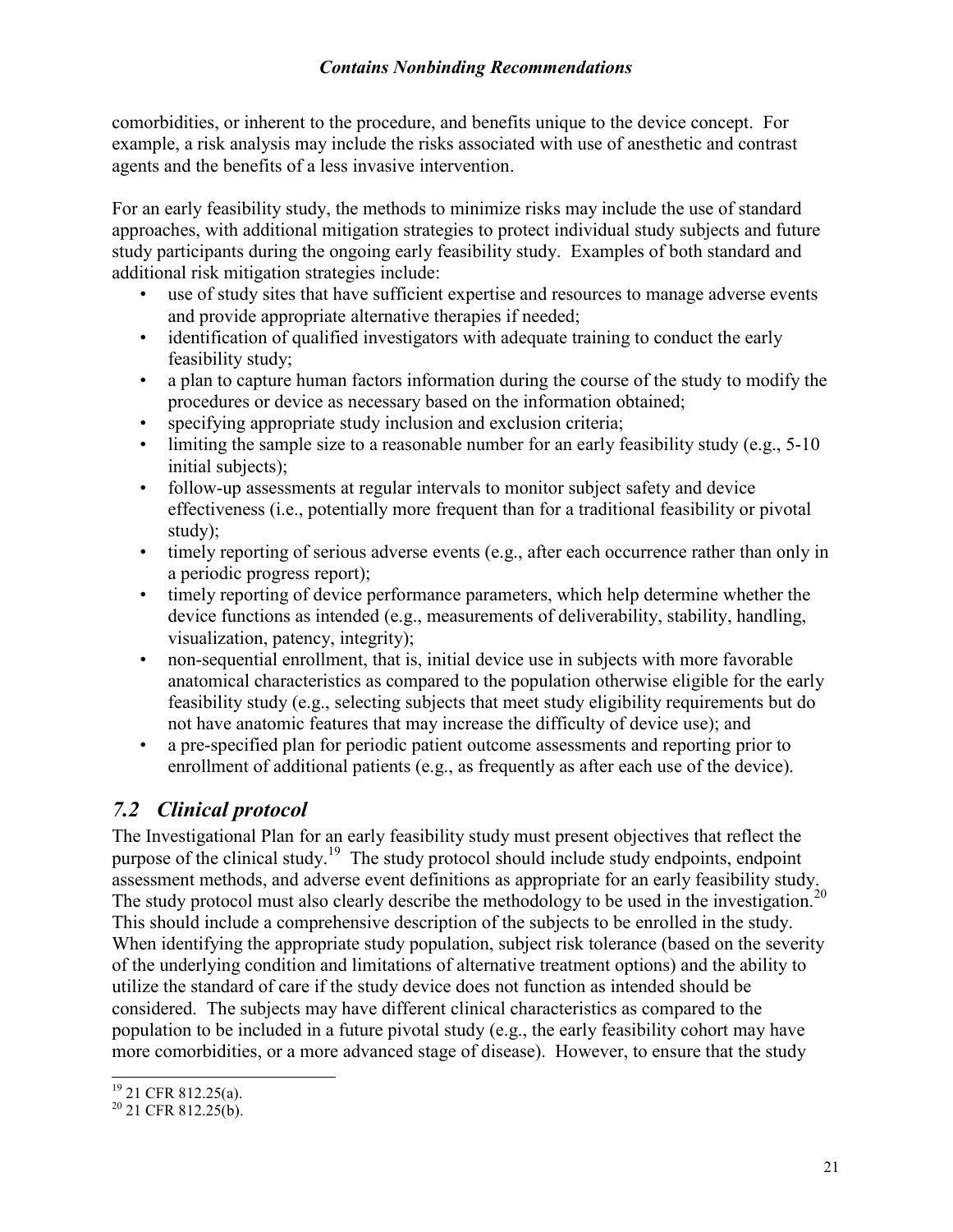comorbidities, or inherent to the procedure, and benefits unique to the device concept. For example, a risk analysis may include the risks associated with use of anesthetic and contrast agents and the benefits of a less invasive intervention.

For an early feasibility study, the methods to minimize risks may include the use of standard approaches, with additional mitigation strategies to protect individual study subjects and future study participants during the ongoing early feasibility study. Examples of both standard and additional risk mitigation strategies include:

- use of study sites that have sufficient expertise and resources to manage adverse events and provide appropriate alternative therapies if needed;
- identification of qualified investigators with adequate training to conduct the early feasibility study;
- a plan to capture human factors information during the course of the study to modify the procedures or device as necessary based on the information obtained;
- specifying appropriate study inclusion and exclusion criteria;
- limiting the sample size to a reasonable number for an early feasibility study (e.g., 5-10 initial subjects);
- follow-up assessments at regular intervals to monitor subject safety and device effectiveness (i.e., potentially more frequent than for a traditional feasibility or pivotal study);
- timely reporting of serious adverse events (e.g., after each occurrence rather than only in a periodic progress report);
- timely reporting of device performance parameters, which help determine whether the device functions as intended (e.g., measurements of deliverability, stability, handling, visualization, patency, integrity);
- non-sequential enrollment, that is, initial device use in subjects with more favorable anatomical characteristics as compared to the population otherwise eligible for the early feasibility study (e.g., selecting subjects that meet study eligibility requirements but do not have anatomic features that may increase the difficulty of device use); and
- a pre-specified plan for periodic patient outcome assessments and reporting prior to enrollment of additional patients (e.g., as frequently as after each use of the device).

## *7.2 Clinical protocol*

The Investigational Plan for an early feasibility study must present objectives that reflect the purpose of the clinical study.[19] The study protocol should include study endpoints, endpoint assessment methods, and adverse event definitions as appropriate for an early feasibility study. The study protocol must also clearly describe the methodology to be used in the investigation.[20] This should include a comprehensive description of the subjects to be enrolled in the study. When identifying the appropriate study population, subject risk tolerance (based on the severity of the underlying condition and limitations of alternative treatment options) and the ability to utilize the standard of care if the study device does not function as intended should be considered. The subjects may have different clinical characteristics as compared to the population to be included in a future pivotal study (e.g., the early feasibility cohort may have more comorbidities, or a more advanced stage of disease). However, to ensure that the study

[19] 21 CFR 812.25(a).

[20] 21 CFR 812.25(b).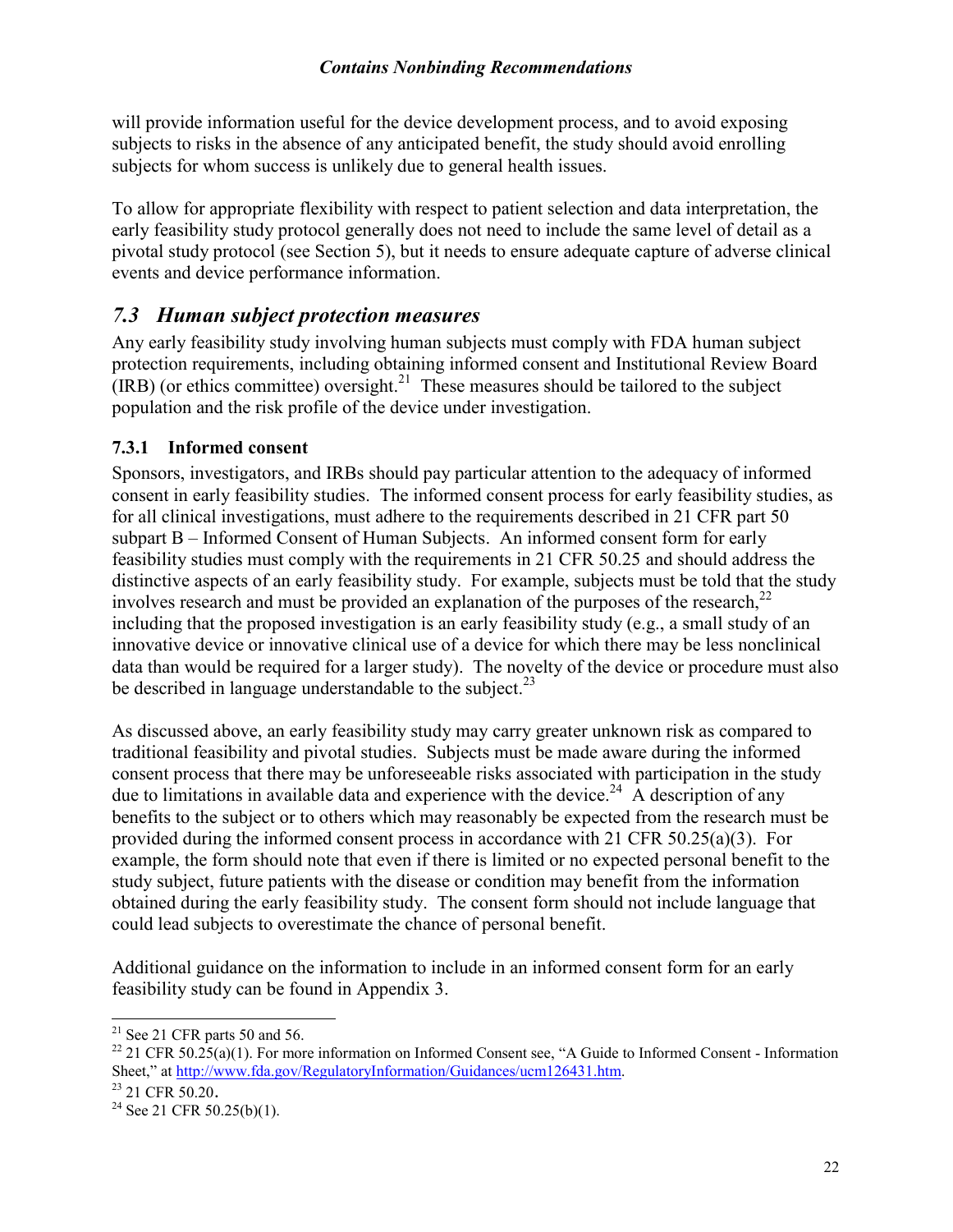will provide information useful for the device development process, and to avoid exposing subjects to risks in the absence of any anticipated benefit, the study should avoid enrolling subjects for whom success is unlikely due to general health issues.

To allow for appropriate flexibility with respect to patient selection and data interpretation, the early feasibility study protocol generally does not need to include the same level of detail as a pivotal study protocol (see Section 5), but it needs to ensure adequate capture of adverse clinical events and device performance information.

## *7.3 Human subject protection measures*

Any early feasibility study involving human subjects must comply with FDA human subject protection requirements, including obtaining informed consent and Institutional Review Board (IRB) (or ethics committee) oversight.[21] These measures should be tailored to the subject population and the risk profile of the device under investigation.

### 7.3.1 Informed consent

Sponsors, investigators, and IRBs should pay particular attention to the adequacy of informed consent in early feasibility studies. The informed consent process for early feasibility studies, as for all clinical investigations, must adhere to the requirements described in 21 CFR part 50 subpart B – Informed Consent of Human Subjects. An informed consent form for early feasibility studies must comply with the requirements in 21 CFR 50.25 and should address the distinctive aspects of an early feasibility study. For example, subjects must be told that the study involves research and must be provided an explanation of the purposes of the research,[22] including that the proposed investigation is an early feasibility study (e.g., a small study of an innovative device or innovative clinical use of a device for which there may be less nonclinical data than would be required for a larger study). The novelty of the device or procedure must also be described in language understandable to the subject.[23]

As discussed above, an early feasibility study may carry greater unknown risk as compared to traditional feasibility and pivotal studies. Subjects must be made aware during the informed consent process that there may be unforeseeable risks associated with participation in the study due to limitations in available data and experience with the device.[24] A description of any benefits to the subject or to others which may reasonably be expected from the research must be provided during the informed consent process in accordance with 21 CFR 50.25(a)(3). For example, the form should note that even if there is limited or no expected personal benefit to the study subject, future patients with the disease or condition may benefit from the information obtained during the early feasibility study. The consent form should not include language that could lead subjects to overestimate the chance of personal benefit.

Additional guidance on the information to include in an informed consent form for an early feasibility study can be found in Appendix 3.

---

[21] See 21 CFR parts 50 and 56.

[22] 21 CFR 50.25(a)(1). For more information on Informed Consent see, "A Guide to Informed Consent - Information Sheet," at http://www.fda.gov/RegulatoryInformation/Guidances/ucm126431.htm.

[23] 21 CFR 50.20.

[24] See 21 CFR 50.25(b)(1).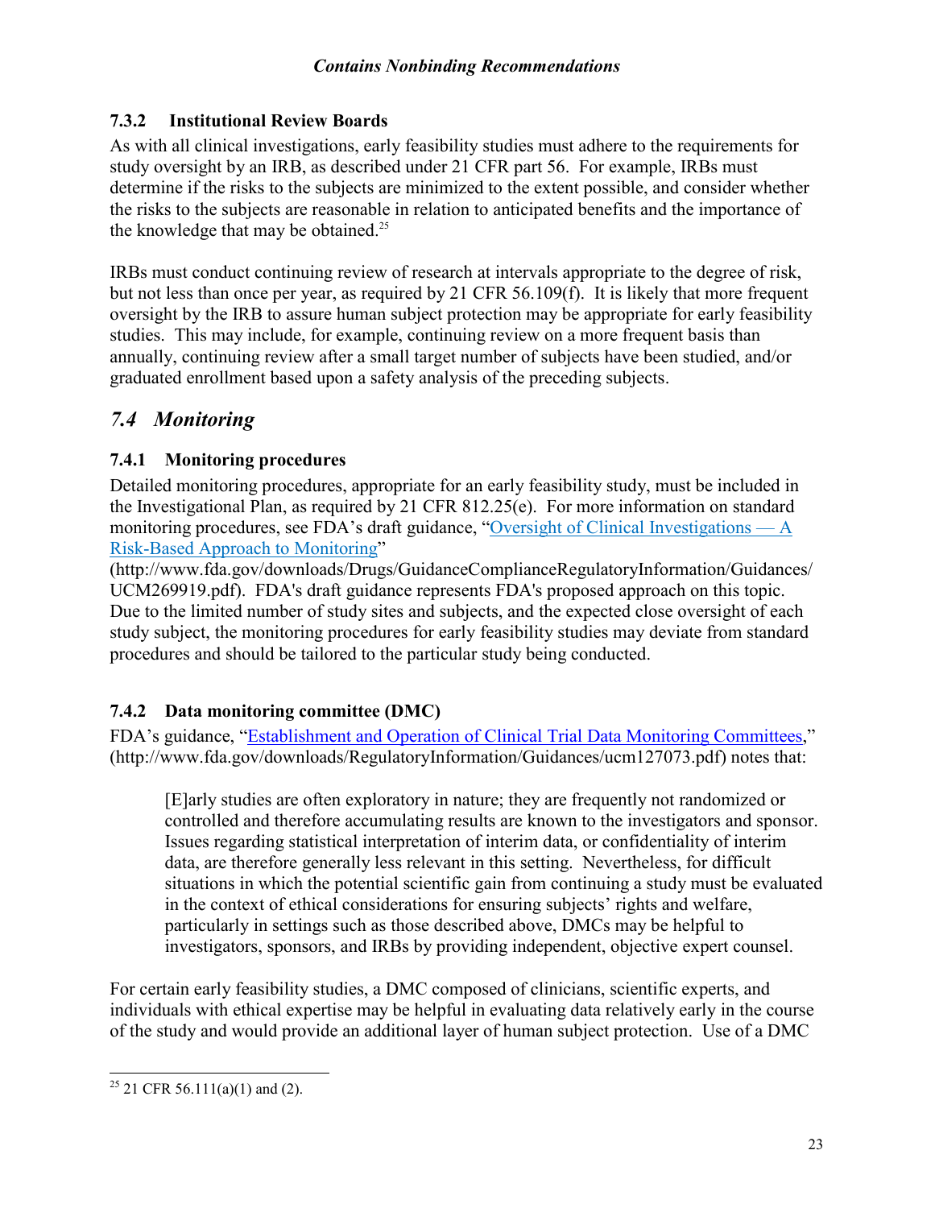### 7.3.2 Institutional Review Boards

As with all clinical investigations, early feasibility studies must adhere to the requirements for study oversight by an IRB, as described under 21 CFR part 56. For example, IRBs must determine if the risks to the subjects are minimized to the extent possible, and consider whether the risks to the subjects are reasonable in relation to anticipated benefits and the importance of the knowledge that may be obtained.[25]

IRBs must conduct continuing review of research at intervals appropriate to the degree of risk, but not less than once per year, as required by 21 CFR 56.109(f). It is likely that more frequent oversight by the IRB to assure human subject protection may be appropriate for early feasibility studies. This may include, for example, continuing review on a more frequent basis than annually, continuing review after a small target number of subjects have been studied, and/or graduated enrollment based upon a safety analysis of the preceding subjects.

## *7.4 Monitoring*

### 7.4.1 Monitoring procedures

Detailed monitoring procedures, appropriate for an early feasibility study, must be included in the Investigational Plan, as required by 21 CFR 812.25(e). For more information on standard monitoring procedures, see FDA's draft guidance, "Oversight of Clinical Investigations — A Risk-Based Approach to Monitoring" (http://www.fda.gov/downloads/Drugs/GuidanceComplianceRegulatoryInformation/Guidances/UCM269919.pdf). FDA's draft guidance represents FDA's proposed approach on this topic. Due to the limited number of study sites and subjects, and the expected close oversight of each study subject, the monitoring procedures for early feasibility studies may deviate from standard procedures and should be tailored to the particular study being conducted.

### 7.4.2 Data monitoring committee (DMC)

FDA's guidance, "Establishment and Operation of Clinical Trial Data Monitoring Committees," (http://www.fda.gov/downloads/RegulatoryInformation/Guidances/ucm127073.pdf) notes that:

> [E]arly studies are often exploratory in nature; they are frequently not randomized or controlled and therefore accumulating results are known to the investigators and sponsor. Issues regarding statistical interpretation of interim data, or confidentiality of interim data, are therefore generally less relevant in this setting. Nevertheless, for difficult situations in which the potential scientific gain from continuing a study must be evaluated in the context of ethical considerations for ensuring subjects' rights and welfare, particularly in settings such as those described above, DMCs may be helpful to investigators, sponsors, and IRBs by providing independent, objective expert counsel.

For certain early feasibility studies, a DMC composed of clinicians, scientific experts, and individuals with ethical expertise may be helpful in evaluating data relatively early in the course of the study and would provide an additional layer of human subject protection. Use of a DMC

---

[25] 21 CFR 56.111(a)(1) and (2).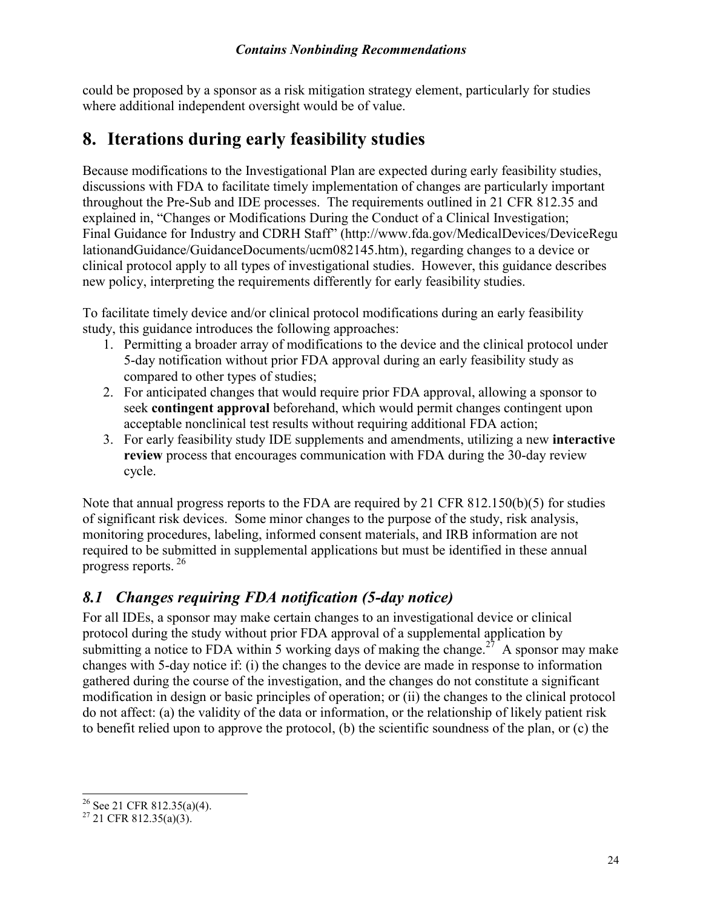could be proposed by a sponsor as a risk mitigation strategy element, particularly for studies where additional independent oversight would be of value.

# 8. Iterations during early feasibility studies

Because modifications to the Investigational Plan are expected during early feasibility studies, discussions with FDA to facilitate timely implementation of changes are particularly important throughout the Pre-Sub and IDE processes. The requirements outlined in 21 CFR 812.35 and explained in, "Changes or Modifications During the Conduct of a Clinical Investigation; Final Guidance for Industry and CDRH Staff" (http://www.fda.gov/MedicalDevices/DeviceRegulationandGuidance/GuidanceDocuments/ucm082145.htm), regarding changes to a device or clinical protocol apply to all types of investigational studies. However, this guidance describes new policy, interpreting the requirements differently for early feasibility studies.

To facilitate timely device and/or clinical protocol modifications during an early feasibility study, this guidance introduces the following approaches:

1. Permitting a broader array of modifications to the device and the clinical protocol under 5-day notification without prior FDA approval during an early feasibility study as compared to other types of studies;
2. For anticipated changes that would require prior FDA approval, allowing a sponsor to seek **contingent approval** beforehand, which would permit changes contingent upon acceptable nonclinical test results without requiring additional FDA action;
3. For early feasibility study IDE supplements and amendments, utilizing a new **interactive review** process that encourages communication with FDA during the 30-day review cycle.

Note that annual progress reports to the FDA are required by 21 CFR 812.150(b)(5) for studies of significant risk devices. Some minor changes to the purpose of the study, risk analysis, monitoring procedures, labeling, informed consent materials, and IRB information are not required to be submitted in supplemental applications but must be identified in these annual progress reports. [26]

## *8.1 Changes requiring FDA notification (5-day notice)*

For all IDEs, a sponsor may make certain changes to an investigational device or clinical protocol during the study without prior FDA approval of a supplemental application by submitting a notice to FDA within 5 working days of making the change.[27] A sponsor may make changes with 5-day notice if: (i) the changes to the device are made in response to information gathered during the course of the investigation, and the changes do not constitute a significant modification in design or basic principles of operation; or (ii) the changes to the clinical protocol do not affect: (a) the validity of the data or information, or the relationship of likely patient risk to benefit relied upon to approve the protocol, (b) the scientific soundness of the plan, or (c) the

---

[26] See 21 CFR 812.35(a)(4).

[27] 21 CFR 812.35(a)(3).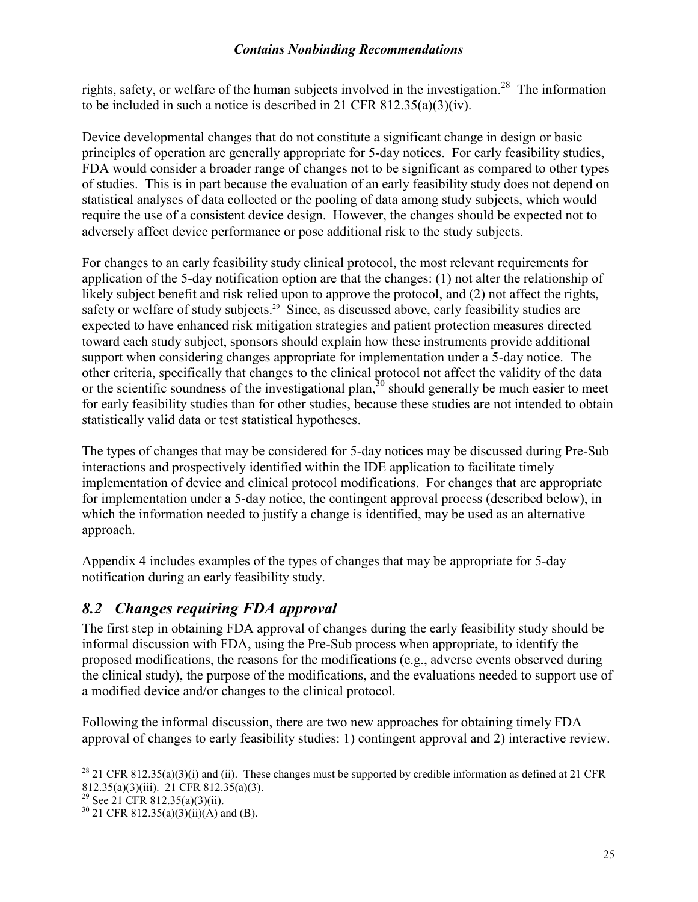rights, safety, or welfare of the human subjects involved in the investigation.[28] The information to be included in such a notice is described in 21 CFR 812.35(a)(3)(iv).

Device developmental changes that do not constitute a significant change in design or basic principles of operation are generally appropriate for 5-day notices. For early feasibility studies, FDA would consider a broader range of changes not to be significant as compared to other types of studies. This is in part because the evaluation of an early feasibility study does not depend on statistical analyses of data collected or the pooling of data among study subjects, which would require the use of a consistent device design. However, the changes should be expected not to adversely affect device performance or pose additional risk to the study subjects.

For changes to an early feasibility study clinical protocol, the most relevant requirements for application of the 5-day notification option are that the changes: (1) not alter the relationship of likely subject benefit and risk relied upon to approve the protocol, and (2) not affect the rights, safety or welfare of study subjects.[29] Since, as discussed above, early feasibility studies are expected to have enhanced risk mitigation strategies and patient protection measures directed toward each study subject, sponsors should explain how these instruments provide additional support when considering changes appropriate for implementation under a 5-day notice. The other criteria, specifically that changes to the clinical protocol not affect the validity of the data or the scientific soundness of the investigational plan,[30] should generally be much easier to meet for early feasibility studies than for other studies, because these studies are not intended to obtain statistically valid data or test statistical hypotheses.

The types of changes that may be considered for 5-day notices may be discussed during Pre-Sub interactions and prospectively identified within the IDE application to facilitate timely implementation of device and clinical protocol modifications. For changes that are appropriate for implementation under a 5-day notice, the contingent approval process (described below), in which the information needed to justify a change is identified, may be used as an alternative approach.

Appendix 4 includes examples of the types of changes that may be appropriate for 5-day notification during an early feasibility study.

## *8.2 Changes requiring FDA approval*

The first step in obtaining FDA approval of changes during the early feasibility study should be informal discussion with FDA, using the Pre-Sub process when appropriate, to identify the proposed modifications, the reasons for the modifications (e.g., adverse events observed during the clinical study), the purpose of the modifications, and the evaluations needed to support use of a modified device and/or changes to the clinical protocol.

Following the informal discussion, there are two new approaches for obtaining timely FDA approval of changes to early feasibility studies: 1) contingent approval and 2) interactive review.

---

[28] 21 CFR 812.35(a)(3)(i) and (ii). These changes must be supported by credible information as defined at 21 CFR 812.35(a)(3)(iii). 21 CFR 812.35(a)(3).

[29] See 21 CFR 812.35(a)(3)(ii).

[30] 21 CFR 812.35(a)(3)(ii)(A) and (B).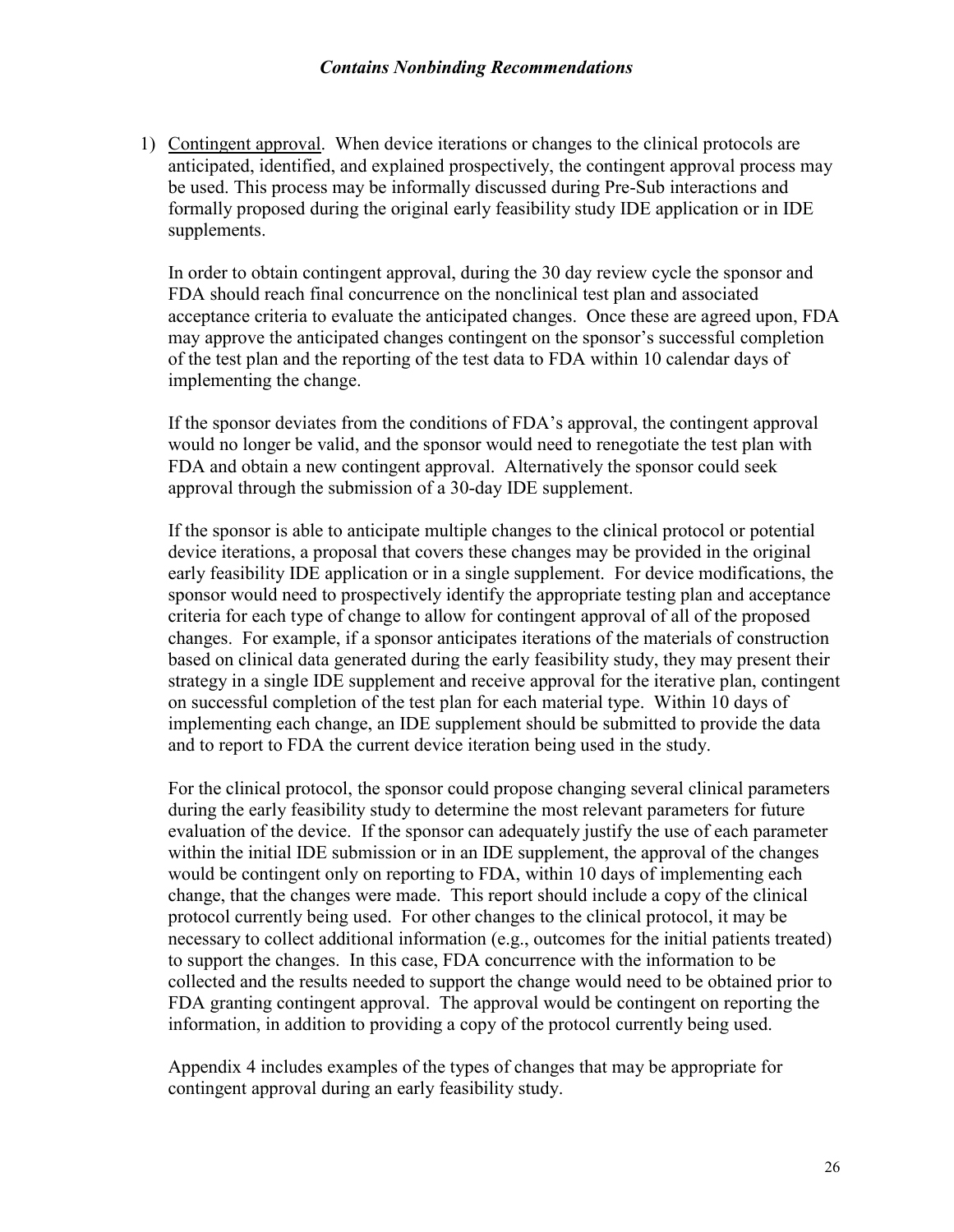1) Contingent approval. When device iterations or changes to the clinical protocols are anticipated, identified, and explained prospectively, the contingent approval process may be used. This process may be informally discussed during Pre-Sub interactions and formally proposed during the original early feasibility study IDE application or in IDE supplements.

   In order to obtain contingent approval, during the 30 day review cycle the sponsor and FDA should reach final concurrence on the nonclinical test plan and associated acceptance criteria to evaluate the anticipated changes. Once these are agreed upon, FDA may approve the anticipated changes contingent on the sponsor's successful completion of the test plan and the reporting of the test data to FDA within 10 calendar days of implementing the change.

   If the sponsor deviates from the conditions of FDA's approval, the contingent approval would no longer be valid, and the sponsor would need to renegotiate the test plan with FDA and obtain a new contingent approval. Alternatively the sponsor could seek approval through the submission of a 30-day IDE supplement.

   If the sponsor is able to anticipate multiple changes to the clinical protocol or potential device iterations, a proposal that covers these changes may be provided in the original early feasibility IDE application or in a single supplement. For device modifications, the sponsor would need to prospectively identify the appropriate testing plan and acceptance criteria for each type of change to allow for contingent approval of all of the proposed changes. For example, if a sponsor anticipates iterations of the materials of construction based on clinical data generated during the early feasibility study, they may present their strategy in a single IDE supplement and receive approval for the iterative plan, contingent on successful completion of the test plan for each material type. Within 10 days of implementing each change, an IDE supplement should be submitted to provide the data and to report to FDA the current device iteration being used in the study.

   For the clinical protocol, the sponsor could propose changing several clinical parameters during the early feasibility study to determine the most relevant parameters for future evaluation of the device. If the sponsor can adequately justify the use of each parameter within the initial IDE submission or in an IDE supplement, the approval of the changes would be contingent only on reporting to FDA, within 10 days of implementing each change, that the changes were made. This report should include a copy of the clinical protocol currently being used. For other changes to the clinical protocol, it may be necessary to collect additional information (e.g., outcomes for the initial patients treated) to support the changes. In this case, FDA concurrence with the information to be collected and the results needed to support the change would need to be obtained prior to FDA granting contingent approval. The approval would be contingent on reporting the information, in addition to providing a copy of the protocol currently being used.

   Appendix 4 includes examples of the types of changes that may be appropriate for contingent approval during an early feasibility study.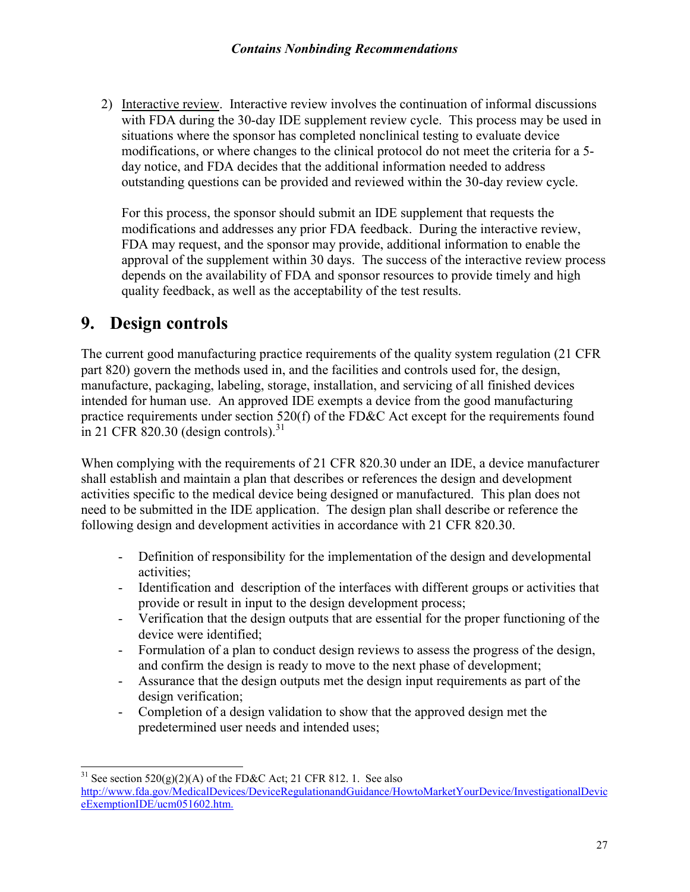2) Interactive review. Interactive review involves the continuation of informal discussions with FDA during the 30-day IDE supplement review cycle. This process may be used in situations where the sponsor has completed nonclinical testing to evaluate device modifications, or where changes to the clinical protocol do not meet the criteria for a 5-day notice, and FDA decides that the additional information needed to address outstanding questions can be provided and reviewed within the 30-day review cycle.

   For this process, the sponsor should submit an IDE supplement that requests the modifications and addresses any prior FDA feedback. During the interactive review, FDA may request, and the sponsor may provide, additional information to enable the approval of the supplement within 30 days. The success of the interactive review process depends on the availability of FDA and sponsor resources to provide timely and high quality feedback, as well as the acceptability of the test results.

# 9. Design controls

The current good manufacturing practice requirements of the quality system regulation (21 CFR part 820) govern the methods used in, and the facilities and controls used for, the design, manufacture, packaging, labeling, storage, installation, and servicing of all finished devices intended for human use. An approved IDE exempts a device from the good manufacturing practice requirements under section 520(f) of the FD&C Act except for the requirements found in 21 CFR 820.30 (design controls).[31]

When complying with the requirements of 21 CFR 820.30 under an IDE, a device manufacturer shall establish and maintain a plan that describes or references the design and development activities specific to the medical device being designed or manufactured. This plan does not need to be submitted in the IDE application. The design plan shall describe or reference the following design and development activities in accordance with 21 CFR 820.30.

- Definition of responsibility for the implementation of the design and developmental activities;
- Identification and description of the interfaces with different groups or activities that provide or result in input to the design development process;
- Verification that the design outputs that are essential for the proper functioning of the device were identified;
- Formulation of a plan to conduct design reviews to assess the progress of the design, and confirm the design is ready to move to the next phase of development;
- Assurance that the design outputs met the design input requirements as part of the design verification;
- Completion of a design validation to show that the approved design met the predetermined user needs and intended uses;

[31] See section 520(g)(2)(A) of the FD&C Act; 21 CFR 812. 1. See also http://www.fda.gov/MedicalDevices/DeviceRegulationandGuidance/HowtoMarketYourDevice/InvestigationalDeviceExemptionIDE/ucm051602.htm.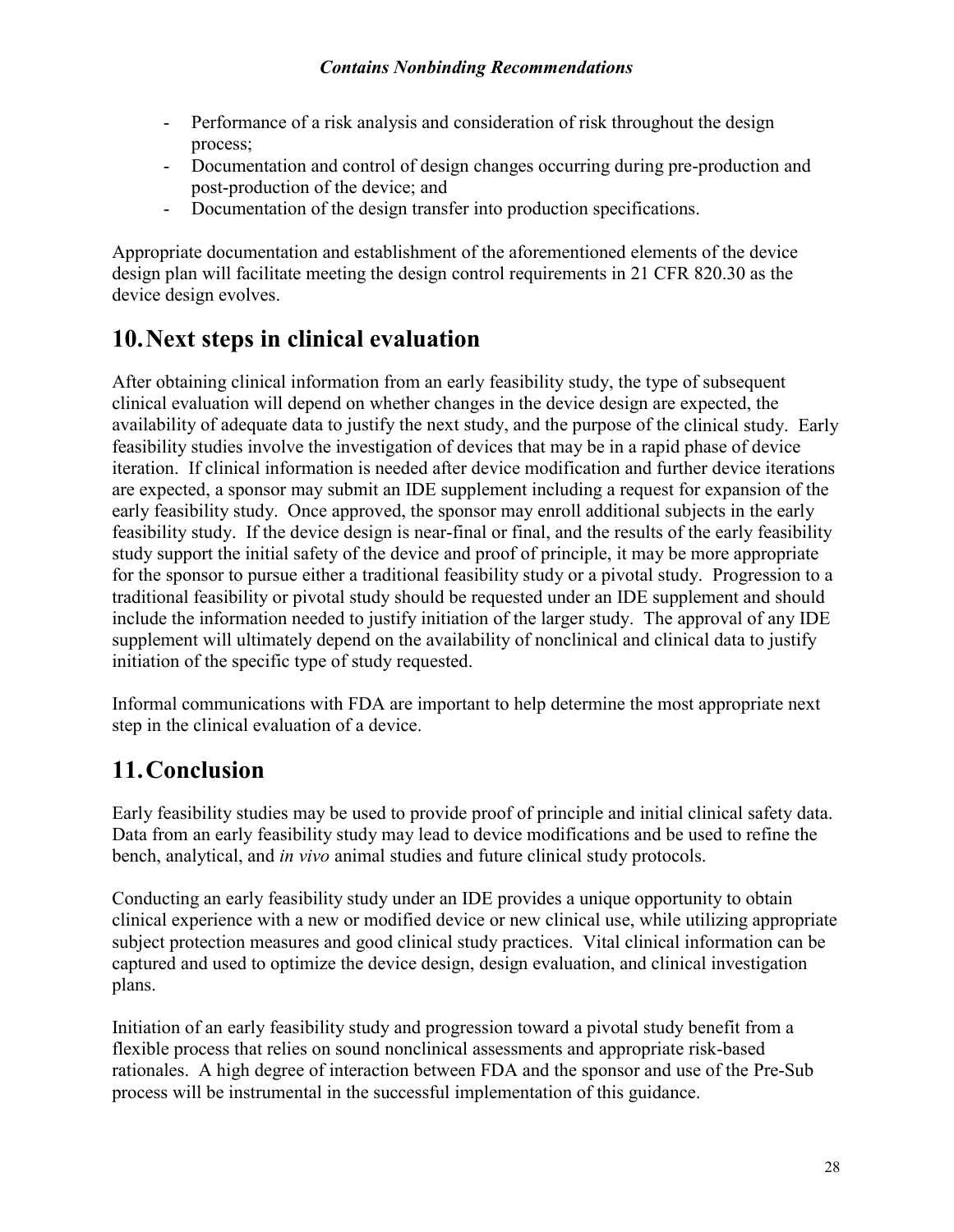- Performance of a risk analysis and consideration of risk throughout the design process;
- Documentation and control of design changes occurring during pre-production and post-production of the device; and
- Documentation of the design transfer into production specifications.

Appropriate documentation and establishment of the aforementioned elements of the device design plan will facilitate meeting the design control requirements in 21 CFR 820.30 as the device design evolves.

## 10. Next steps in clinical evaluation

After obtaining clinical information from an early feasibility study, the type of subsequent clinical evaluation will depend on whether changes in the device design are expected, the availability of adequate data to justify the next study, and the purpose of the clinical study. Early feasibility studies involve the investigation of devices that may be in a rapid phase of device iteration. If clinical information is needed after device modification and further device iterations are expected, a sponsor may submit an IDE supplement including a request for expansion of the early feasibility study. Once approved, the sponsor may enroll additional subjects in the early feasibility study. If the device design is near-final or final, and the results of the early feasibility study support the initial safety of the device and proof of principle, it may be more appropriate for the sponsor to pursue either a traditional feasibility study or a pivotal study. Progression to a traditional feasibility or pivotal study should be requested under an IDE supplement and should include the information needed to justify initiation of the larger study. The approval of any IDE supplement will ultimately depend on the availability of nonclinical and clinical data to justify initiation of the specific type of study requested.

Informal communications with FDA are important to help determine the most appropriate next step in the clinical evaluation of a device.

## 11. Conclusion

Early feasibility studies may be used to provide proof of principle and initial clinical safety data. Data from an early feasibility study may lead to device modifications and be used to refine the bench, analytical, and *in vivo* animal studies and future clinical study protocols.

Conducting an early feasibility study under an IDE provides a unique opportunity to obtain clinical experience with a new or modified device or new clinical use, while utilizing appropriate subject protection measures and good clinical study practices. Vital clinical information can be captured and used to optimize the device design, design evaluation, and clinical investigation plans.

Initiation of an early feasibility study and progression toward a pivotal study benefit from a flexible process that relies on sound nonclinical assessments and appropriate risk-based rationales. A high degree of interaction between FDA and the sponsor and use of the Pre-Sub process will be instrumental in the successful implementation of this guidance.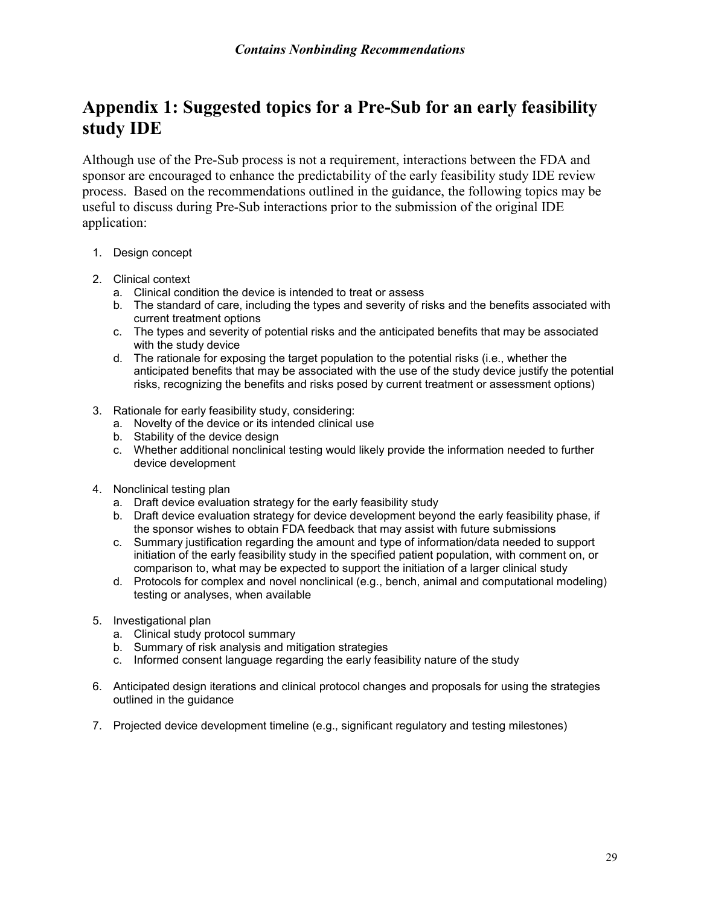# Appendix 1: Suggested topics for a Pre-Sub for an early feasibility study IDE

Although use of the Pre-Sub process is not a requirement, interactions between the FDA and sponsor are encouraged to enhance the predictability of the early feasibility study IDE review process. Based on the recommendations outlined in the guidance, the following topics may be useful to discuss during Pre-Sub interactions prior to the submission of the original IDE application:

1. Design concept
2. Clinical context
   a. Clinical condition the device is intended to treat or assess
   b. The standard of care, including the types and severity of risks and the benefits associated with current treatment options
   c. The types and severity of potential risks and the anticipated benefits that may be associated with the study device
   d. The rationale for exposing the target population to the potential risks (i.e., whether the anticipated benefits that may be associated with the use of the study device justify the potential risks, recognizing the benefits and risks posed by current treatment or assessment options)
3. Rationale for early feasibility study, considering:
   a. Novelty of the device or its intended clinical use
   b. Stability of the device design
   c. Whether additional nonclinical testing would likely provide the information needed to further device development
4. Nonclinical testing plan
   a. Draft device evaluation strategy for the early feasibility study
   b. Draft device evaluation strategy for device development beyond the early feasibility phase, if the sponsor wishes to obtain FDA feedback that may assist with future submissions
   c. Summary justification regarding the amount and type of information/data needed to support initiation of the early feasibility study in the specified patient population, with comment on, or comparison to, what may be expected to support the initiation of a larger clinical study
   d. Protocols for complex and novel nonclinical (e.g., bench, animal and computational modeling) testing or analyses, when available
5. Investigational plan
   a. Clinical study protocol summary
   b. Summary of risk analysis and mitigation strategies
   c. Informed consent language regarding the early feasibility nature of the study
6. Anticipated design iterations and clinical protocol changes and proposals for using the strategies outlined in the guidance
7. Projected device development timeline (e.g., significant regulatory and testing milestones)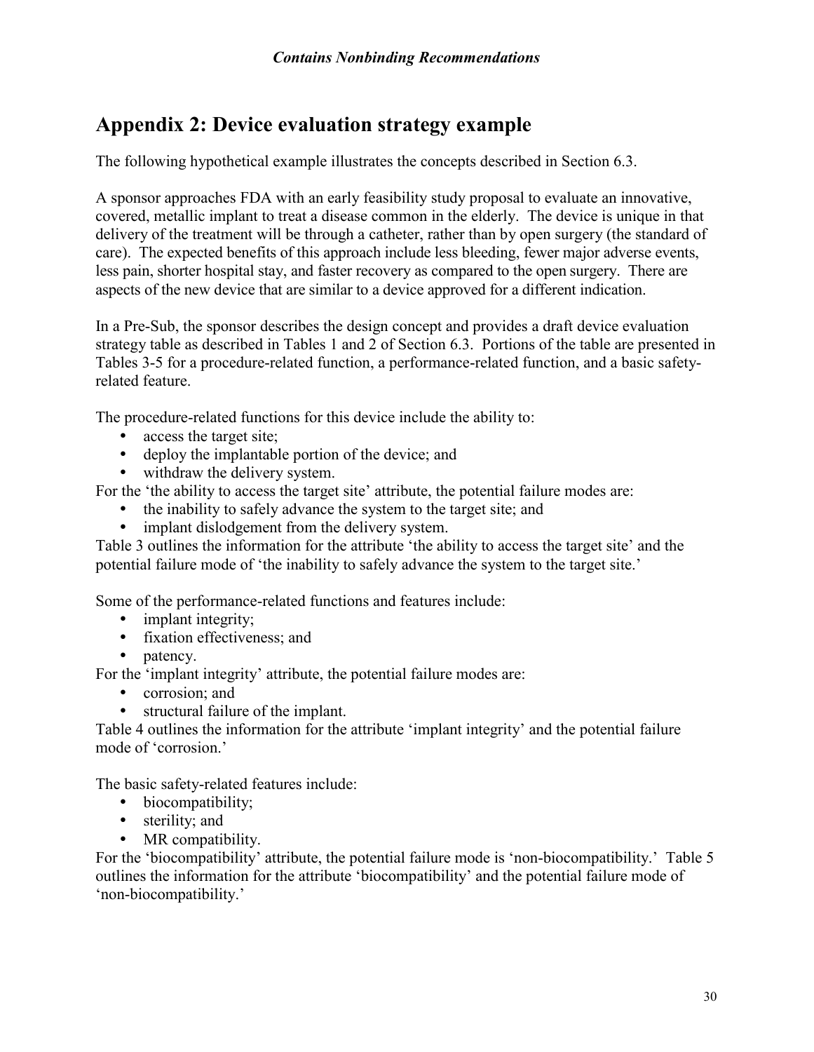## Appendix 2: Device evaluation strategy example

The following hypothetical example illustrates the concepts described in Section 6.3.

A sponsor approaches FDA with an early feasibility study proposal to evaluate an innovative, covered, metallic implant to treat a disease common in the elderly. The device is unique in that delivery of the treatment will be through a catheter, rather than by open surgery (the standard of care). The expected benefits of this approach include less bleeding, fewer major adverse events, less pain, shorter hospital stay, and faster recovery as compared to the open surgery. There are aspects of the new device that are similar to a device approved for a different indication.

In a Pre-Sub, the sponsor describes the design concept and provides a draft device evaluation strategy table as described in Tables 1 and 2 of Section 6.3. Portions of the table are presented in Tables 3-5 for a procedure-related function, a performance-related function, and a basic safety-related feature.

The procedure-related functions for this device include the ability to:

- access the target site;
- deploy the implantable portion of the device; and
- withdraw the delivery system.

For the 'the ability to access the target site' attribute, the potential failure modes are:

- the inability to safely advance the system to the target site; and
- implant dislodgement from the delivery system.

Table 3 outlines the information for the attribute 'the ability to access the target site' and the potential failure mode of 'the inability to safely advance the system to the target site.'

Some of the performance-related functions and features include:

- implant integrity;
- fixation effectiveness; and
- patency.

For the 'implant integrity' attribute, the potential failure modes are:

- corrosion; and
- structural failure of the implant.

Table 4 outlines the information for the attribute 'implant integrity' and the potential failure mode of 'corrosion.'

The basic safety-related features include:

- biocompatibility;
- sterility; and
- MR compatibility.

For the 'biocompatibility' attribute, the potential failure mode is 'non-biocompatibility.' Table 5 outlines the information for the attribute 'biocompatibility' and the potential failure mode of 'non-biocompatibility.'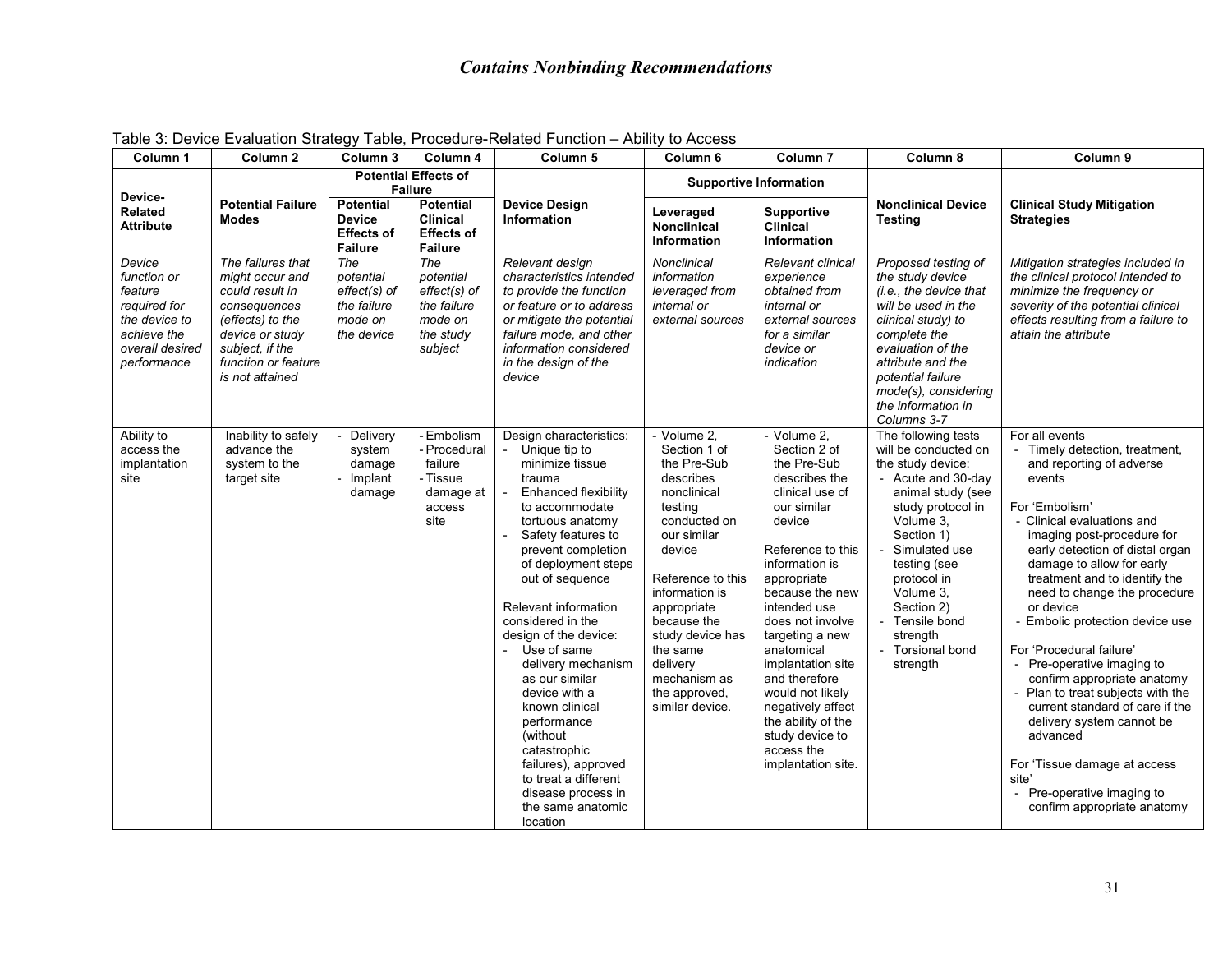Table 3: Device Evaluation Strategy Table, Procedure-Related Function – Ability to Access

| Column 1 | Column 2 | Column 3 | Column 4 | Column 5 | Column 6 | Column 7 | Column 8 | Column 9 |
|---|---|---|---|---|---|---|---|---|
| | | **Potential Effects of Failure** | | | **Supportive Information** | | | |
| **Device-Related Attribute** | **Potential Failure Modes** | **Potential Device Effects of Failure** | **Potential Clinical Effects of Failure** | **Device Design Information** | **Leveraged Nonclinical Information** | **Supportive Clinical Information** | **Nonclinical Device Testing** | **Clinical Study Mitigation Strategies** |
| *Device function or feature required for the device to achieve the overall desired performance* | *The failures that might occur and could result in consequences (effects) to the device or study subject, if the function or feature is not attained* | *The potential effect(s) of the failure mode on the device* | *The potential effect(s) of the failure mode on the study subject* | *Relevant design characteristics intended to provide the function or feature or to address or mitigate the potential failure mode, and other information considered in the design of the device* | *Nonclinical information leveraged from internal or external sources* | *Relevant clinical experience obtained from internal or external sources for a similar device or indication* | *Proposed testing of the study device (i.e., the device that will be used in the clinical study) to complete the evaluation of the attribute and the potential failure mode(s), considering the information in Columns 3-7* | *Mitigation strategies included in the clinical protocol intended to minimize the frequency or severity of the potential clinical effects resulting from a failure to attain the attribute* |
| Ability to access the implantation site | Inability to safely advance the system to the target site | - Delivery system damage<br>- Implant damage | - Embolism<br>- Procedural failure<br>- Tissue damage at access site | Design characteristics:<br>- Unique tip to minimize tissue trauma<br>- Enhanced flexibility to accommodate tortuous anatomy<br>- Safety features to prevent completion of deployment steps out of sequence<br><br>Relevant information considered in the design of the device:<br>- Use of same delivery mechanism as our similar device with a known clinical performance (without catastrophic failures), approved to treat a different disease process in the same anatomic location | - Volume 2, Section 1 of the Pre-Sub describes nonclinical testing conducted on our similar device<br><br>Reference to this information is appropriate because the study device has the same delivery mechanism as the approved, similar device. | - Volume 2, Section 2 of the Pre-Sub describes the clinical use of our similar device<br><br>Reference to this information is appropriate because the new intended use does not involve targeting a new anatomical implantation site and therefore would not likely negatively affect the ability of the study device to access the implantation site. | The following tests will be conducted on the study device:<br>- Acute and 30-day animal study (see study protocol in Volume 3, Section 1)<br>- Simulated use testing (see protocol in Volume 3, Section 2)<br>- Tensile bond strength<br>- Torsional bond strength | For all events<br>- Timely detection, treatment, and reporting of adverse events<br><br>For 'Embolism'<br>- Clinical evaluations and imaging post-procedure for early detection of distal organ damage to allow for early treatment and to identify the need to change the procedure or device<br>- Embolic protection device use<br><br>For 'Procedural failure'<br>- Pre-operative imaging to confirm appropriate anatomy<br>- Plan to treat subjects with the current standard of care if the delivery system cannot be advanced<br><br>For 'Tissue damage at access site'<br>- Pre-operative imaging to confirm appropriate anatomy |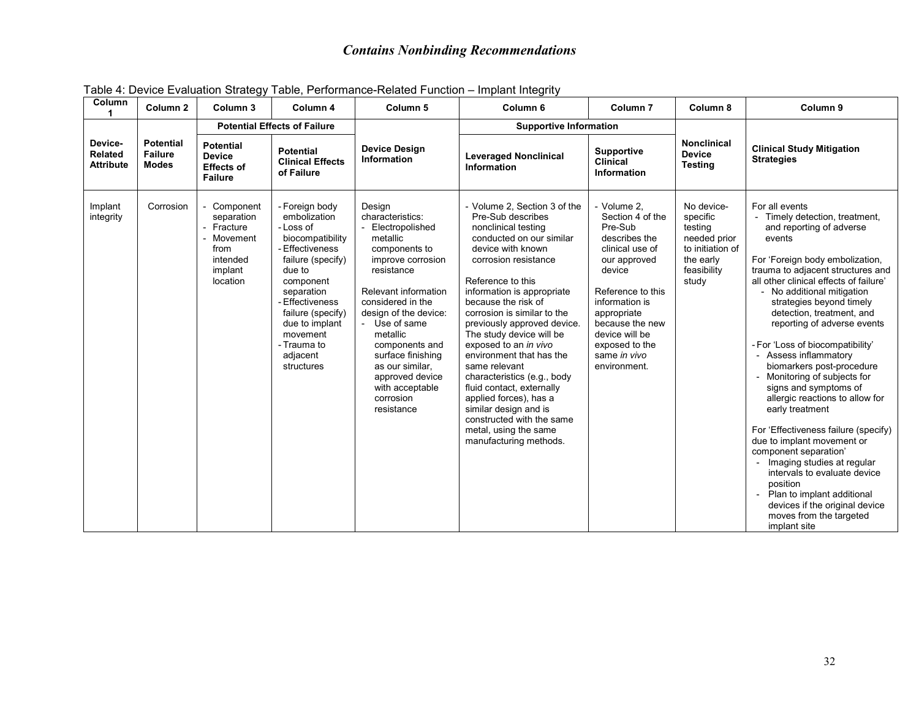*Contains Nonbinding Recommendations*

Table 4: Device Evaluation Strategy Table, Performance-Related Function – Implant Integrity

| Column 1 | Column 2 | Column 3 | Column 4 | Column 5 | Column 6 | Column 7 | Column 8 | Column 9 |
|---|---|---|---|---|---|---|---|---|
| | | **Potential Effects of Failure** | | | **Supportive Information** | | | |
| **Device-Related Attribute** | **Potential Failure Modes** | **Potential Device Effects of Failure** | **Potential Clinical Effects of Failure** | **Device Design Information** | **Leveraged Nonclinical Information** | **Supportive Clinical Information** | **Nonclinical Device Testing** | **Clinical Study Mitigation Strategies** |
| Implant integrity | Corrosion | - Component separation<br>- Fracture<br>- Movement from intended implant location | - Foreign body embolization<br>- Loss of biocompatibility<br>- Effectiveness failure (specify) due to component separation<br>- Effectiveness failure (specify) due to implant movement<br>- Trauma to adjacent structures | Design characteristics:<br>- Electropolished metallic components to improve corrosion resistance<br><br>Relevant information considered in the design of the device:<br>- Use of same metallic components and surface finishing as our similar, approved device with acceptable corrosion resistance | - Volume 2, Section 3 of the Pre-Sub describes nonclinical testing conducted on our similar device with known corrosion resistance<br><br>Reference to this information is appropriate because the risk of corrosion is similar to the previously approved device. The study device will be exposed to an *in vivo* environment that has the same relevant characteristics (e.g., body fluid contact, externally applied forces), has a similar design and is constructed with the same metal, using the same manufacturing methods. | - Volume 2, Section 4 of the Pre-Sub describes the clinical use of our approved device<br><br>Reference to this information is appropriate because the new device will be exposed to the same *in vivo* environment. | No device-specific testing needed prior to initiation of the early feasibility study | For all events<br>- Timely detection, treatment, and reporting of adverse events<br><br>For 'Foreign body embolization, trauma to adjacent structures and all other clinical effects of failure'<br>- No additional mitigation strategies beyond timely detection, treatment, and reporting of adverse events<br><br>- For 'Loss of biocompatibility'<br>- Assess inflammatory biomarkers post-procedure<br>- Monitoring of subjects for signs and symptoms of allergic reactions to allow for early treatment<br><br>For 'Effectiveness failure (specify) due to implant movement or component separation'<br>- Imaging studies at regular intervals to evaluate device position<br>- Plan to implant additional devices if the original device moves from the targeted implant site |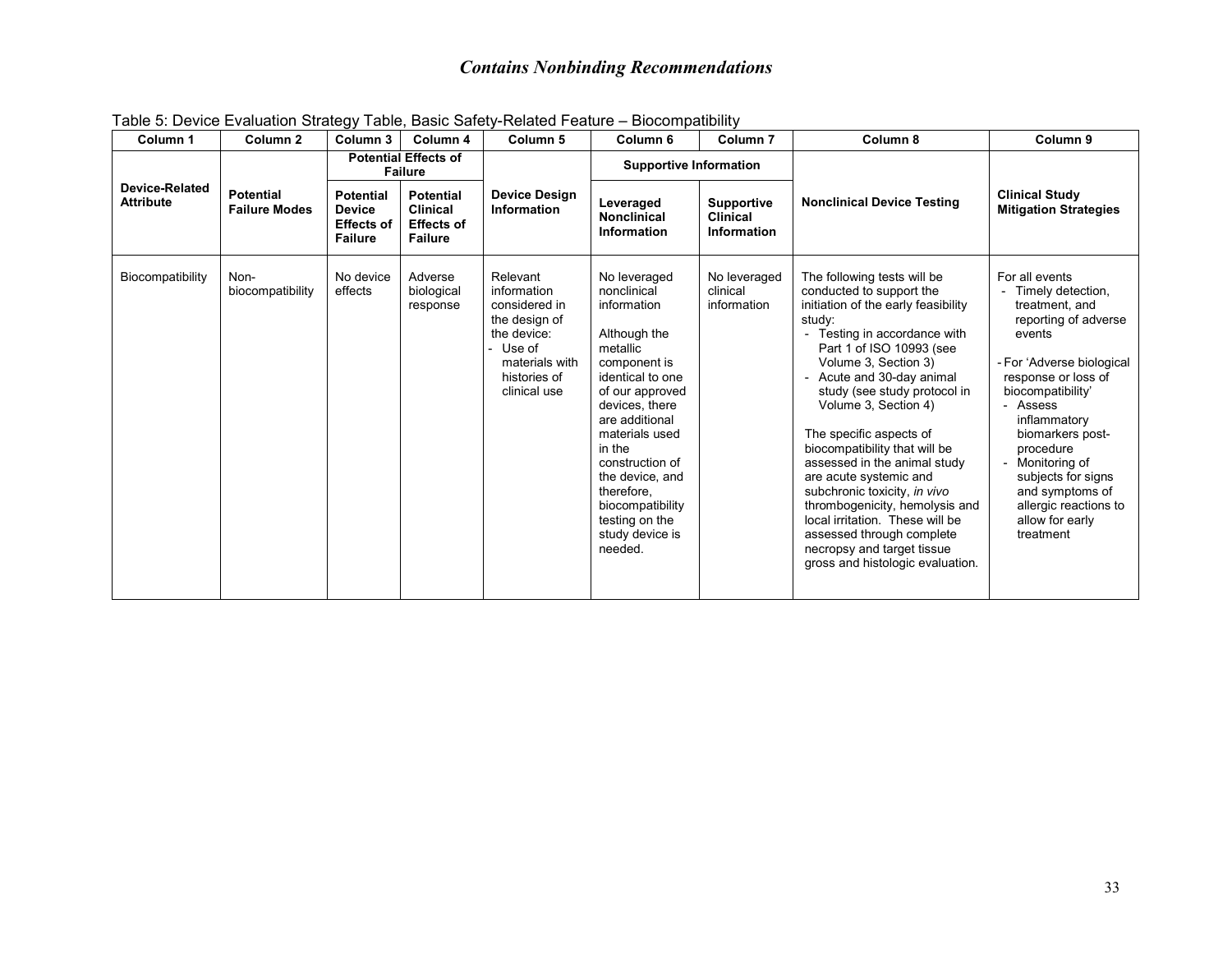Table 5: Device Evaluation Strategy Table, Basic Safety-Related Feature – Biocompatibility

| Column 1 | Column 2 | Column 3 | Column 4 | Column 5 | Column 6 | Column 7 | Column 8 | Column 9 |
|---|---|---|---|---|---|---|---|---|
| | | **Potential Effects of Failure** | | | **Supportive Information** | | | |
| **Device-Related Attribute** | **Potential Failure Modes** | **Potential Device Effects of Failure** | **Potential Clinical Effects of Failure** | **Device Design Information** | **Leveraged Nonclinical Information** | **Supportive Clinical Information** | **Nonclinical Device Testing** | **Clinical Study Mitigation Strategies** |
| Biocompatibility | Non-biocompatibility | No device effects | Adverse biological response | Relevant information considered in the design of the device:<br>- Use of materials with histories of clinical use | No leveraged nonclinical information<br><br>Although the metallic component is identical to one of our approved devices, there are additional materials used in the construction of the device, and therefore, biocompatibility testing on the study device is needed. | No leveraged clinical information | The following tests will be conducted to support the initiation of the early feasibility study:<br>- Testing in accordance with Part 1 of ISO 10993 (see Volume 3, Section 3)<br>- Acute and 30-day animal study (see study protocol in Volume 3, Section 4)<br><br>The specific aspects of biocompatibility that will be assessed in the animal study are acute systemic and subchronic toxicity, *in vivo* thrombogenicity, hemolysis and local irritation. These will be assessed through complete necropsy and target tissue gross and histologic evaluation. | For all events<br>- Timely detection, treatment, and reporting of adverse events<br><br>- For 'Adverse biological response or loss of biocompatibility'<br>- Assess inflammatory biomarkers post-procedure<br>- Monitoring of subjects for signs and symptoms of allergic reactions to allow for early treatment |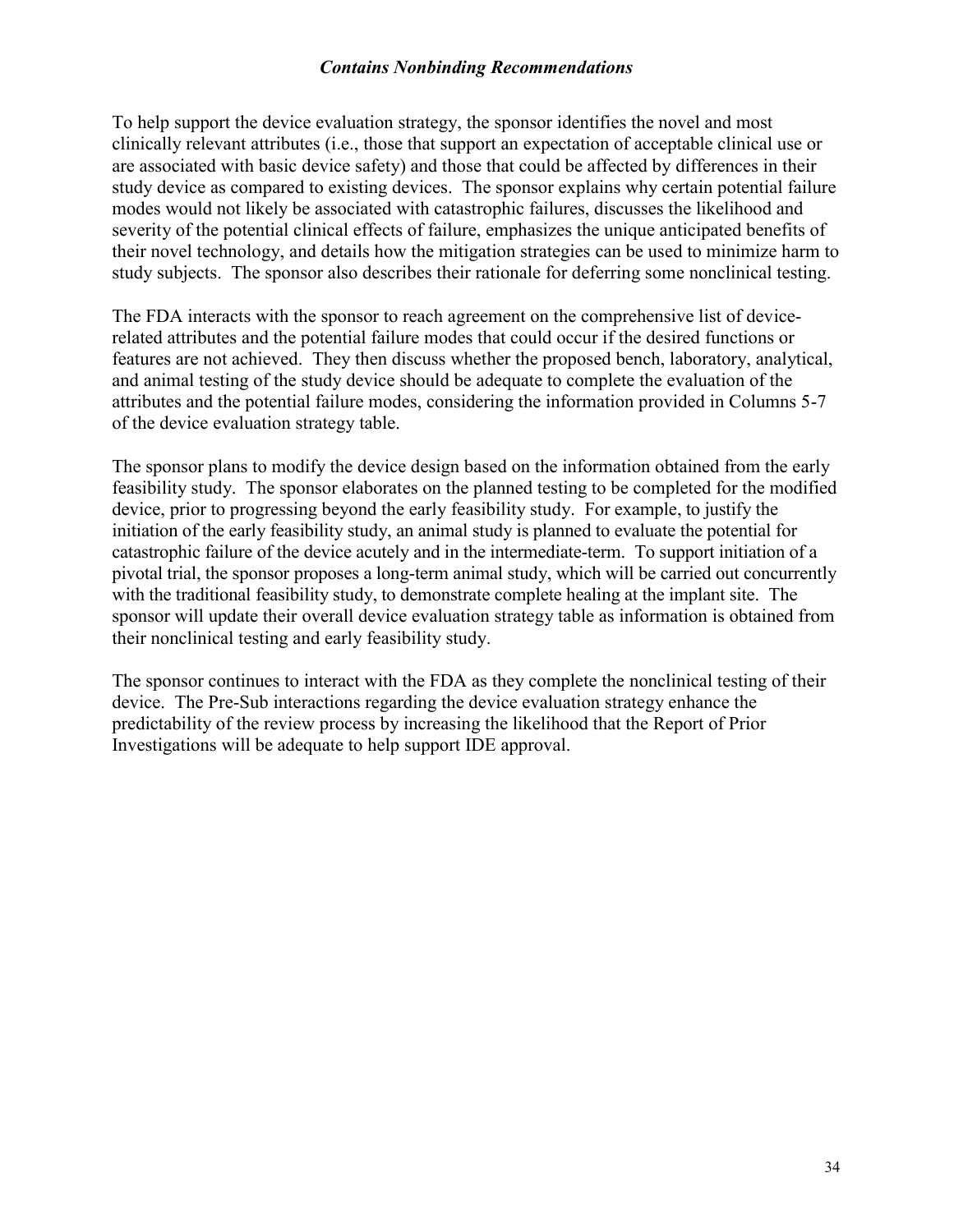To help support the device evaluation strategy, the sponsor identifies the novel and most clinically relevant attributes (i.e., those that support an expectation of acceptable clinical use or are associated with basic device safety) and those that could be affected by differences in their study device as compared to existing devices. The sponsor explains why certain potential failure modes would not likely be associated with catastrophic failures, discusses the likelihood and severity of the potential clinical effects of failure, emphasizes the unique anticipated benefits of their novel technology, and details how the mitigation strategies can be used to minimize harm to study subjects. The sponsor also describes their rationale for deferring some nonclinical testing.

The FDA interacts with the sponsor to reach agreement on the comprehensive list of device-related attributes and the potential failure modes that could occur if the desired functions or features are not achieved. They then discuss whether the proposed bench, laboratory, analytical, and animal testing of the study device should be adequate to complete the evaluation of the attributes and the potential failure modes, considering the information provided in Columns 5-7 of the device evaluation strategy table.

The sponsor plans to modify the device design based on the information obtained from the early feasibility study. The sponsor elaborates on the planned testing to be completed for the modified device, prior to progressing beyond the early feasibility study. For example, to justify the initiation of the early feasibility study, an animal study is planned to evaluate the potential for catastrophic failure of the device acutely and in the intermediate-term. To support initiation of a pivotal trial, the sponsor proposes a long-term animal study, which will be carried out concurrently with the traditional feasibility study, to demonstrate complete healing at the implant site. The sponsor will update their overall device evaluation strategy table as information is obtained from their nonclinical testing and early feasibility study.

The sponsor continues to interact with the FDA as they complete the nonclinical testing of their device. The Pre-Sub interactions regarding the device evaluation strategy enhance the predictability of the review process by increasing the likelihood that the Report of Prior Investigations will be adequate to help support IDE approval.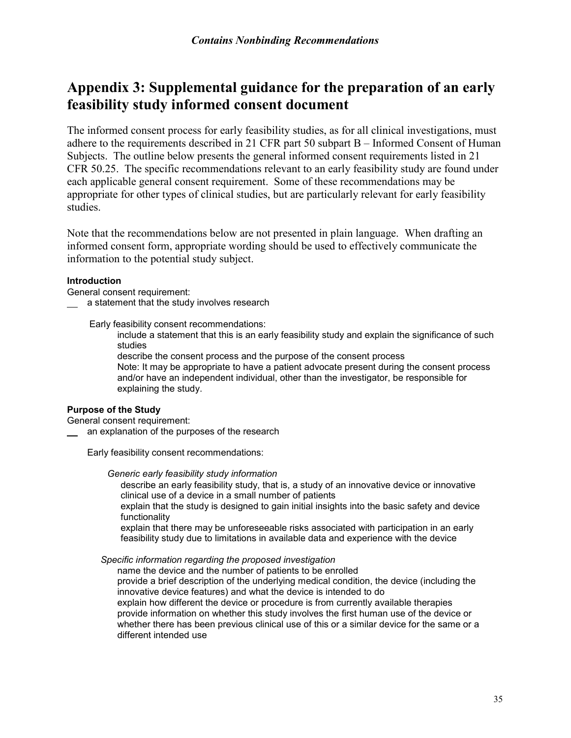*Contains Nonbinding Recommendations*

# Appendix 3: Supplemental guidance for the preparation of an early feasibility study informed consent document

The informed consent process for early feasibility studies, as for all clinical investigations, must adhere to the requirements described in 21 CFR part 50 subpart B – Informed Consent of Human Subjects. The outline below presents the general informed consent requirements listed in 21 CFR 50.25. The specific recommendations relevant to an early feasibility study are found under each applicable general consent requirement. Some of these recommendations may be appropriate for other types of clinical studies, but are particularly relevant for early feasibility studies.

Note that the recommendations below are not presented in plain language. When drafting an informed consent form, appropriate wording should be used to effectively communicate the information to the potential study subject.

**Introduction**

General consent requirement:

\_\_ a statement that the study involves research

Early feasibility consent recommendations:

include a statement that this is an early feasibility study and explain the significance of such studies

describe the consent process and the purpose of the consent process

Note: It may be appropriate to have a patient advocate present during the consent process and/or have an independent individual, other than the investigator, be responsible for explaining the study.

**Purpose of the Study**

General consent requirement:

\_\_ an explanation of the purposes of the research

Early feasibility consent recommendations:

*Generic early feasibility study information*

describe an early feasibility study, that is, a study of an innovative device or innovative clinical use of a device in a small number of patients

explain that the study is designed to gain initial insights into the basic safety and device functionality

explain that there may be unforeseeable risks associated with participation in an early feasibility study due to limitations in available data and experience with the device

*Specific information regarding the proposed investigation*

name the device and the number of patients to be enrolled

provide a brief description of the underlying medical condition, the device (including the innovative device features) and what the device is intended to do

explain how different the device or procedure is from currently available therapies

provide information on whether this study involves the first human use of the device or whether there has been previous clinical use of this or a similar device for the same or a different intended use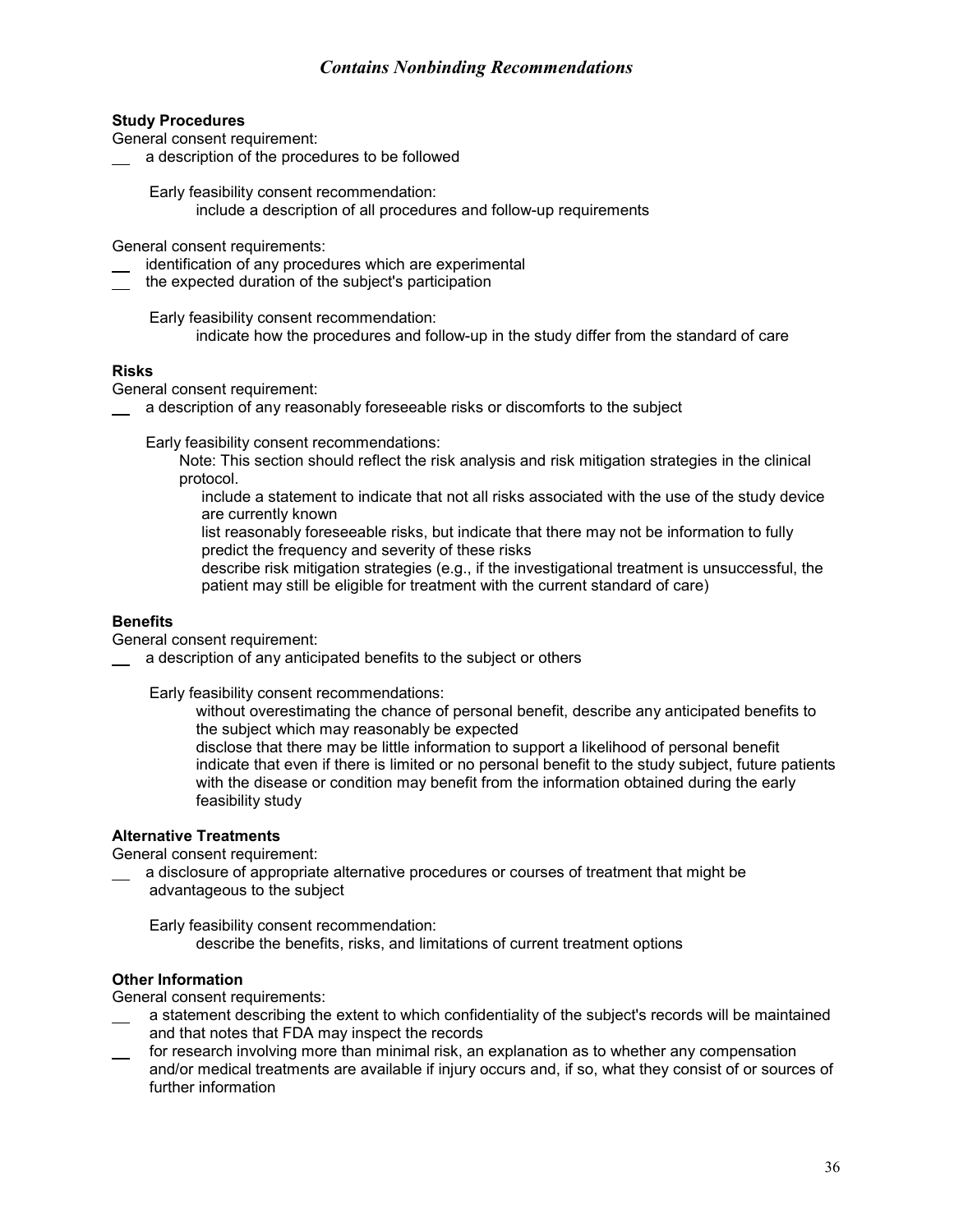*Contains Nonbinding Recommendations*

**Study Procedures**

General consent requirement:

- a description of the procedures to be followed

  Early feasibility consent recommendation:

  include a description of all procedures and follow-up requirements

General consent requirements:

- identification of any procedures which are experimental
- the expected duration of the subject's participation

  Early feasibility consent recommendation:

  indicate how the procedures and follow-up in the study differ from the standard of care

**Risks**

General consent requirement:

- a description of any reasonably foreseeable risks or discomforts to the subject

  Early feasibility consent recommendations:

  Note: This section should reflect the risk analysis and risk mitigation strategies in the clinical protocol.

  include a statement to indicate that not all risks associated with the use of the study device are currently known

  list reasonably foreseeable risks, but indicate that there may not be information to fully predict the frequency and severity of these risks

  describe risk mitigation strategies (e.g., if the investigational treatment is unsuccessful, the patient may still be eligible for treatment with the current standard of care)

**Benefits**

General consent requirement:

- a description of any anticipated benefits to the subject or others

  Early feasibility consent recommendations:

  without overestimating the chance of personal benefit, describe any anticipated benefits to the subject which may reasonably be expected

  disclose that there may be little information to support a likelihood of personal benefit

  indicate that even if there is limited or no personal benefit to the study subject, future patients with the disease or condition may benefit from the information obtained during the early feasibility study

**Alternative Treatments**

General consent requirement:

- a disclosure of appropriate alternative procedures or courses of treatment that might be advantageous to the subject

  Early feasibility consent recommendation:

  describe the benefits, risks, and limitations of current treatment options

**Other Information**

General consent requirements:

- a statement describing the extent to which confidentiality of the subject's records will be maintained and that notes that FDA may inspect the records
- for research involving more than minimal risk, an explanation as to whether any compensation and/or medical treatments are available if injury occurs and, if so, what they consist of or sources of further information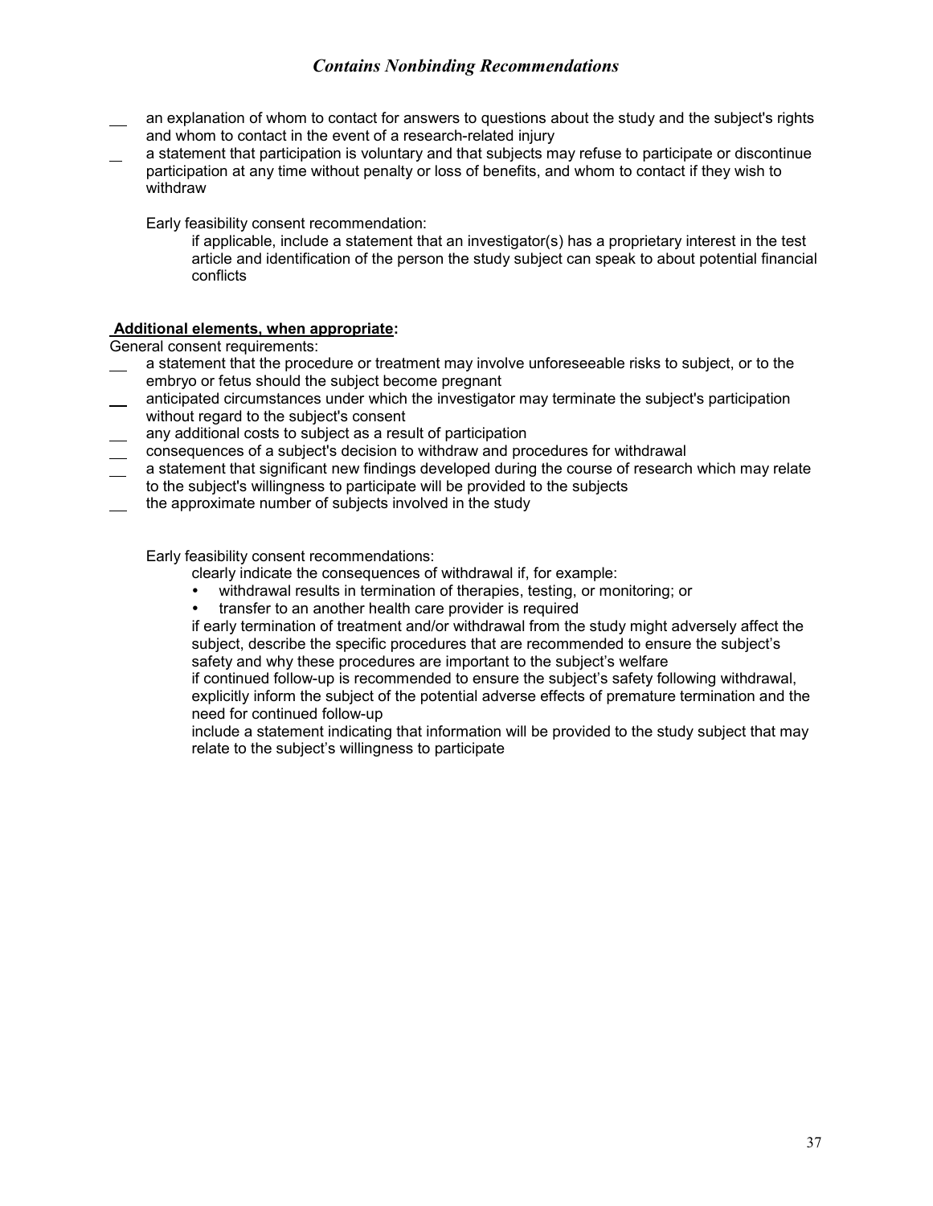\_\_ an explanation of whom to contact for answers to questions about the study and the subject's rights and whom to contact in the event of a research-related injury

\_\_ a statement that participation is voluntary and that subjects may refuse to participate or discontinue participation at any time without penalty or loss of benefits, and whom to contact if they wish to withdraw

Early feasibility consent recommendation:

if applicable, include a statement that an investigator(s) has a proprietary interest in the test article and identification of the person the study subject can speak to about potential financial conflicts

**Additional elements, when appropriate:**

General consent requirements:

\_\_ a statement that the procedure or treatment may involve unforeseeable risks to subject, or to the embryo or fetus should the subject become pregnant

\_\_ anticipated circumstances under which the investigator may terminate the subject's participation without regard to the subject's consent

\_\_ any additional costs to subject as a result of participation

\_\_ consequences of a subject's decision to withdraw and procedures for withdrawal

\_\_ a statement that significant new findings developed during the course of research which may relate to the subject's willingness to participate will be provided to the subjects

\_\_ the approximate number of subjects involved in the study

Early feasibility consent recommendations:

clearly indicate the consequences of withdrawal if, for example:

- withdrawal results in termination of therapies, testing, or monitoring; or
- transfer to an another health care provider is required

if early termination of treatment and/or withdrawal from the study might adversely affect the subject, describe the specific procedures that are recommended to ensure the subject's safety and why these procedures are important to the subject's welfare

if continued follow-up is recommended to ensure the subject's safety following withdrawal, explicitly inform the subject of the potential adverse effects of premature termination and the need for continued follow-up

include a statement indicating that information will be provided to the study subject that may relate to the subject's willingness to participate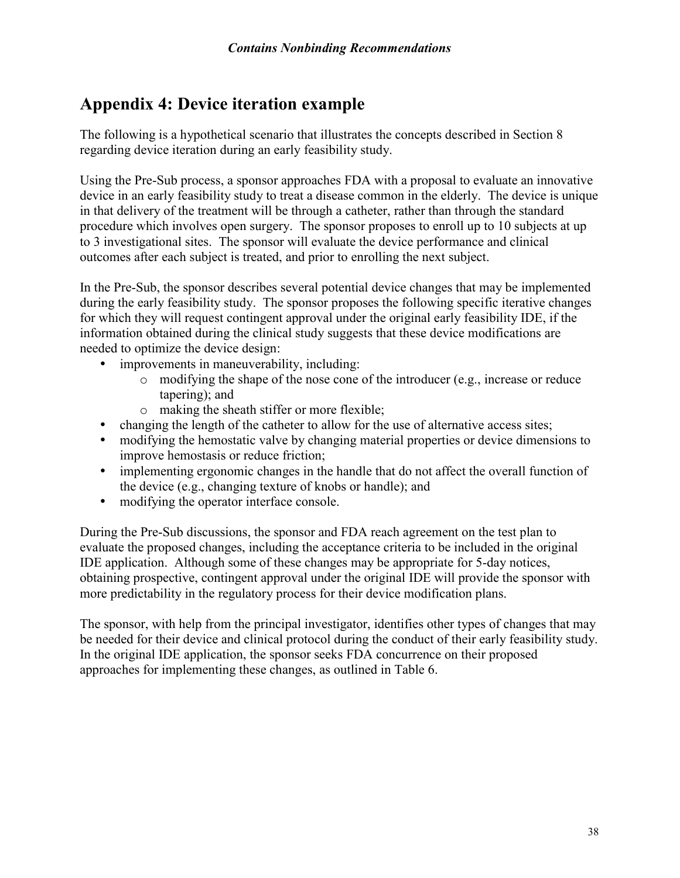## Appendix 4: Device iteration example

The following is a hypothetical scenario that illustrates the concepts described in Section 8 regarding device iteration during an early feasibility study.

Using the Pre-Sub process, a sponsor approaches FDA with a proposal to evaluate an innovative device in an early feasibility study to treat a disease common in the elderly. The device is unique in that delivery of the treatment will be through a catheter, rather than through the standard procedure which involves open surgery. The sponsor proposes to enroll up to 10 subjects at up to 3 investigational sites. The sponsor will evaluate the device performance and clinical outcomes after each subject is treated, and prior to enrolling the next subject.

In the Pre-Sub, the sponsor describes several potential device changes that may be implemented during the early feasibility study. The sponsor proposes the following specific iterative changes for which they will request contingent approval under the original early feasibility IDE, if the information obtained during the clinical study suggests that these device modifications are needed to optimize the device design:

- improvements in maneuverability, including:
  - modifying the shape of the nose cone of the introducer (e.g., increase or reduce tapering); and
  - making the sheath stiffer or more flexible;
- changing the length of the catheter to allow for the use of alternative access sites;
- modifying the hemostatic valve by changing material properties or device dimensions to improve hemostasis or reduce friction;
- implementing ergonomic changes in the handle that do not affect the overall function of the device (e.g., changing texture of knobs or handle); and
- modifying the operator interface console.

During the Pre-Sub discussions, the sponsor and FDA reach agreement on the test plan to evaluate the proposed changes, including the acceptance criteria to be included in the original IDE application. Although some of these changes may be appropriate for 5-day notices, obtaining prospective, contingent approval under the original IDE will provide the sponsor with more predictability in the regulatory process for their device modification plans.

The sponsor, with help from the principal investigator, identifies other types of changes that may be needed for their device and clinical protocol during the conduct of their early feasibility study. In the original IDE application, the sponsor seeks FDA concurrence on their proposed approaches for implementing these changes, as outlined in Table 6.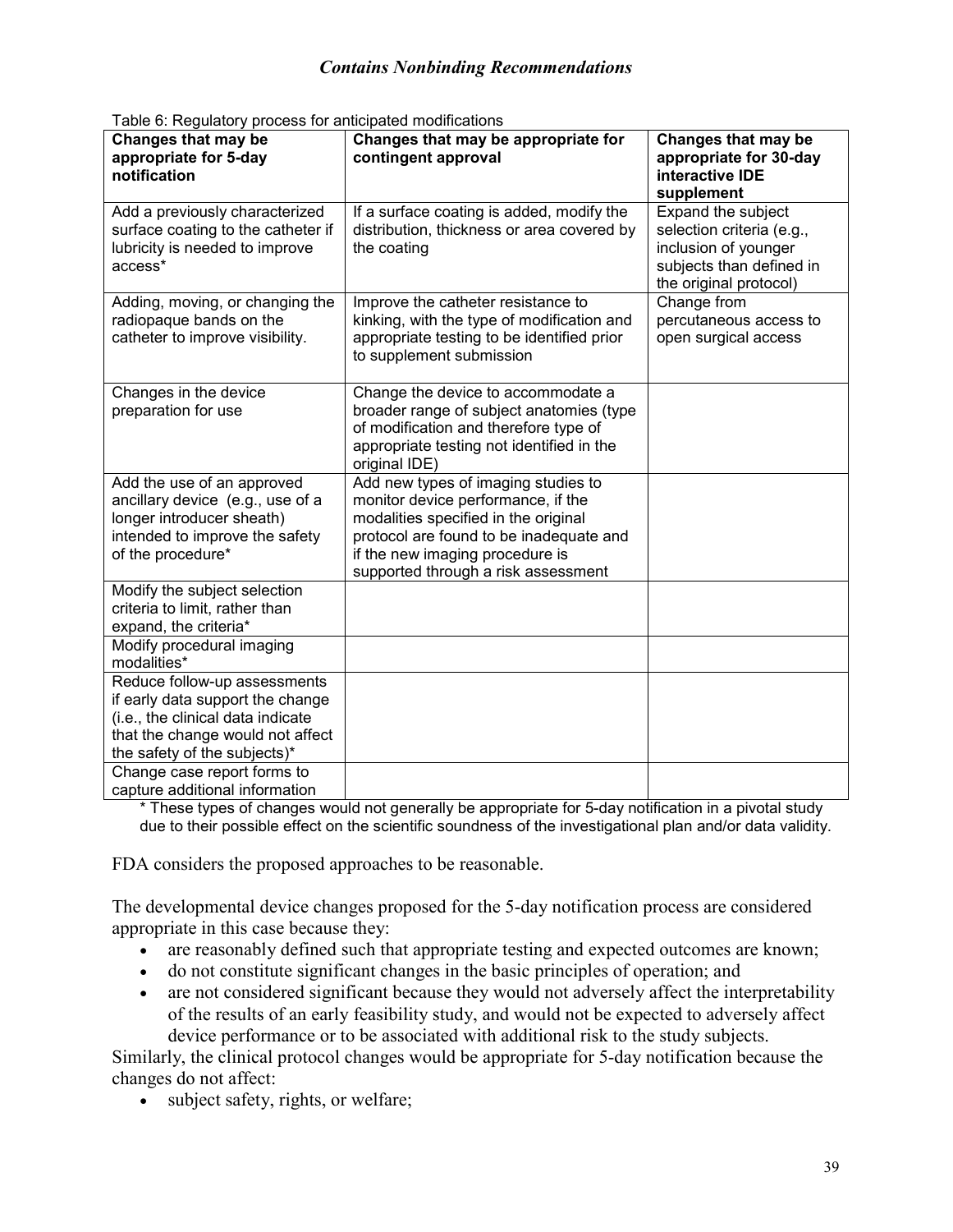Table 6: Regulatory process for anticipated modifications

| Changes that may be appropriate for 5-day notification | Changes that may be appropriate for contingent approval | Changes that may be appropriate for 30-day interactive IDE supplement |
|---|---|---|
| Add a previously characterized surface coating to the catheter if lubricity is needed to improve access* | If a surface coating is added, modify the distribution, thickness or area covered by the coating | Expand the subject selection criteria (e.g., inclusion of younger subjects than defined in the original protocol) |
| Adding, moving, or changing the radiopaque bands on the catheter to improve visibility. | Improve the catheter resistance to kinking, with the type of modification and appropriate testing to be identified prior to supplement submission | Change from percutaneous access to open surgical access |
| Changes in the device preparation for use | Change the device to accommodate a broader range of subject anatomies (type of modification and therefore type of appropriate testing not identified in the original IDE) | |
| Add the use of an approved ancillary device (e.g., use of a longer introducer sheath) intended to improve the safety of the procedure* | Add new types of imaging studies to monitor device performance, if the modalities specified in the original protocol are found to be inadequate and if the new imaging procedure is supported through a risk assessment | |
| Modify the subject selection criteria to limit, rather than expand, the criteria* | | |
| Modify procedural imaging modalities* | | |
| Reduce follow-up assessments if early data support the change (i.e., the clinical data indicate that the change would not affect the safety of the subjects)* | | |
| Change case report forms to capture additional information | | |

\* These types of changes would not generally be appropriate for 5-day notification in a pivotal study due to their possible effect on the scientific soundness of the investigational plan and/or data validity.

FDA considers the proposed approaches to be reasonable.

The developmental device changes proposed for the 5-day notification process are considered appropriate in this case because they:

- are reasonably defined such that appropriate testing and expected outcomes are known;
- do not constitute significant changes in the basic principles of operation; and
- are not considered significant because they would not adversely affect the interpretability of the results of an early feasibility study, and would not be expected to adversely affect device performance or to be associated with additional risk to the study subjects.

Similarly, the clinical protocol changes would be appropriate for 5-day notification because the changes do not affect:

- subject safety, rights, or welfare;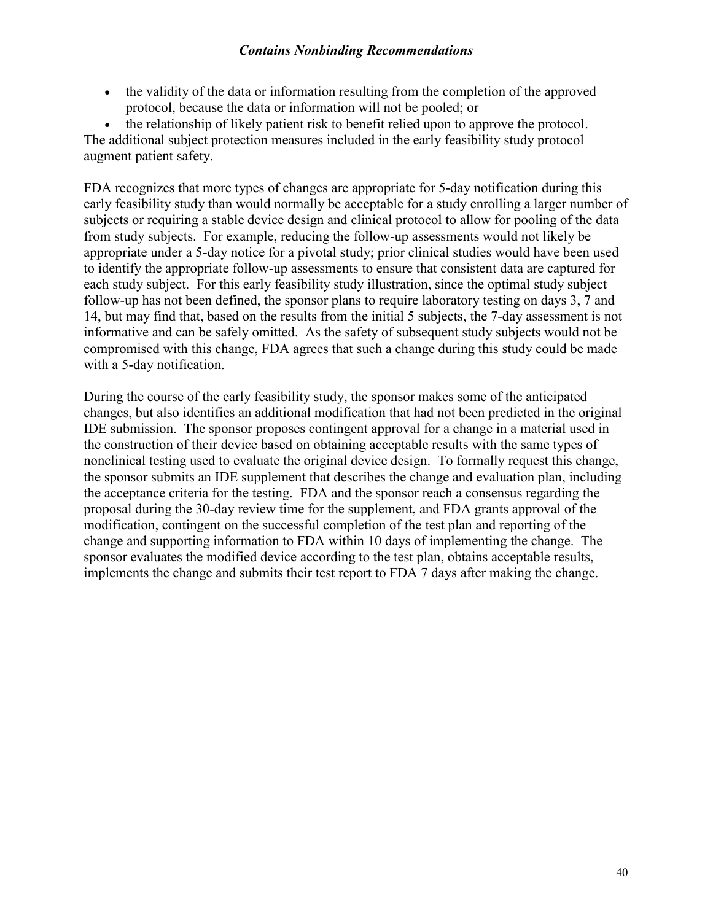- the validity of the data or information resulting from the completion of the approved protocol, because the data or information will not be pooled; or
- the relationship of likely patient risk to benefit relied upon to approve the protocol.

The additional subject protection measures included in the early feasibility study protocol augment patient safety.

FDA recognizes that more types of changes are appropriate for 5-day notification during this early feasibility study than would normally be acceptable for a study enrolling a larger number of subjects or requiring a stable device design and clinical protocol to allow for pooling of the data from study subjects. For example, reducing the follow-up assessments would not likely be appropriate under a 5-day notice for a pivotal study; prior clinical studies would have been used to identify the appropriate follow-up assessments to ensure that consistent data are captured for each study subject. For this early feasibility study illustration, since the optimal study subject follow-up has not been defined, the sponsor plans to require laboratory testing on days 3, 7 and 14, but may find that, based on the results from the initial 5 subjects, the 7-day assessment is not informative and can be safely omitted. As the safety of subsequent study subjects would not be compromised with this change, FDA agrees that such a change during this study could be made with a 5-day notification.

During the course of the early feasibility study, the sponsor makes some of the anticipated changes, but also identifies an additional modification that had not been predicted in the original IDE submission. The sponsor proposes contingent approval for a change in a material used in the construction of their device based on obtaining acceptable results with the same types of nonclinical testing used to evaluate the original device design. To formally request this change, the sponsor submits an IDE supplement that describes the change and evaluation plan, including the acceptance criteria for the testing. FDA and the sponsor reach a consensus regarding the proposal during the 30-day review time for the supplement, and FDA grants approval of the modification, contingent on the successful completion of the test plan and reporting of the change and supporting information to FDA within 10 days of implementing the change. The sponsor evaluates the modified device according to the test plan, obtains acceptable results, implements the change and submits their test report to FDA 7 days after making the change.